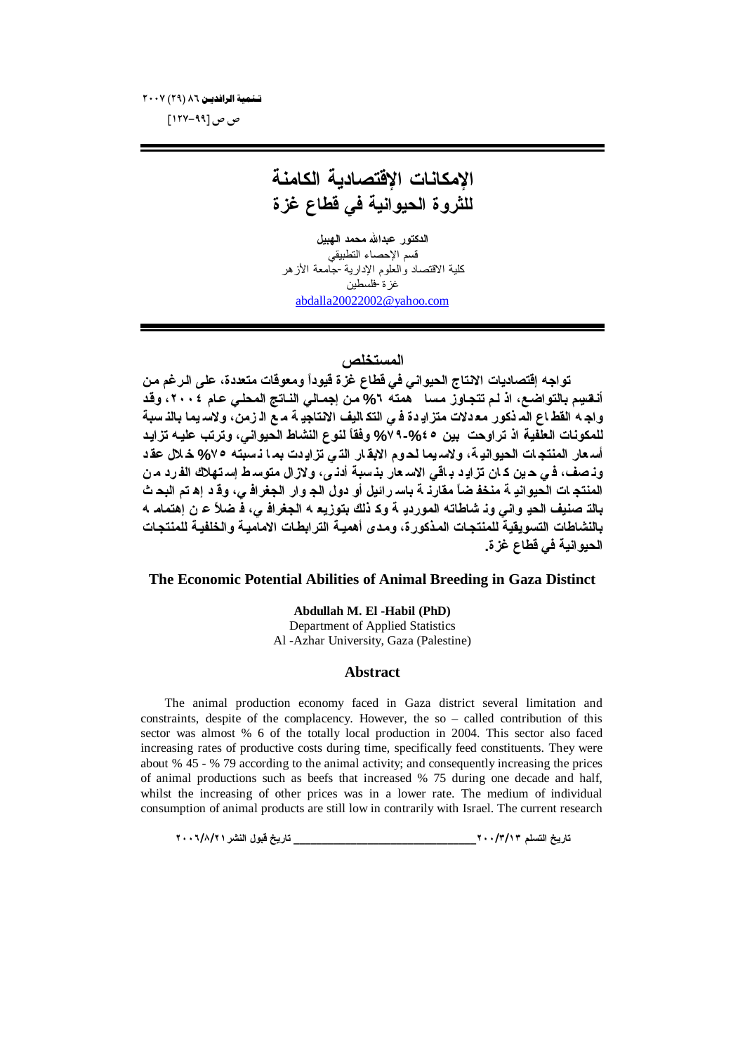# الإمكانات الإقتصادية الكامنة للثروة الحيوانية في قطاع غزة

**الدكتور عبدالله محمد الهبيل**
قسم الإحصاء التطبيقي
كلية الاقتصاد والعلوم الإدارية -جامعة الأزهر
غزة -فلسطين
abdalla20022002@yahoo.com

## المستخلص

**تواجه إقتصاديات الانتاج الحيواني في قطاع غزة قيوداً ومعوقات متعددة، على الرغم من أنه يتسم بالتواضع، اذ لم تتجاوز مساهمته ٦% من إجمالي الناتج المحلي عام ٢٠٠٤، وقد واجه القطاع المذكور معدلات متزايدة في التكاليف الانتاجية مع الزمن، ولاسيما بالنسبة للمكونات العلفية اذ تراوحت بين ٤٥%-٧٩% وفقاً لنوع النشاط الحيواني، وترتب عليه تزايد أسعار المنتجات الحيوانية، ولاسيما لحوم الابقار التي تزايدت بما نسبته ٧٥% خلال عقد ونصف، في حين كان تزايد باقي الاسعار بنسبة أدنى، ولازال متوسط إستهلاك الفرد من المنتجات الحيوانية منخفضاً مقارنة باسرائيل أو دول الجوار الجغرافي، وقد إهتم البحث بالتصنيف الحيواني ونشاطاته الموردية وكذلك بتوزيعه الجغرافي، فضلاً عن إهتمامه بالنشاطات التسويقية للمنتجات المذكورة، ومدى أهمية الترابطات الامامية والخلفية للمنتجات الحيوانية في قطاع غزة.**

## The Economic Potential Abilities of Animal Breeding in Gaza Distinct

**Abdullah M. El -Habil (PhD)**
Department of Applied Statistics
Al -Azhar University, Gaza (Palestine)

### Abstract

The animal production economy faced in Gaza district several limitation and constraints, despite of the complacency. However, the so – called contribution of this sector was almost % 6 of the totally local production in 2004. This sector also faced increasing rates of productive costs during time, specifically feed constituents. They were about % 45 - % 79 according to the animal activity; and consequently increasing the prices of animal productions such as beefs that increased % 75 during one decade and half, whilst the increasing of other prices was in a lower rate. The medium of individual consumption of animal products are still low in contrarily with Israel. The current research

**تاريخ التسلم ٢٠٠٦/٣/١٣ ــــــــــــــــــــــــــــــ تاريخ قبول النشر ٢٠٠٦/٨/٢١**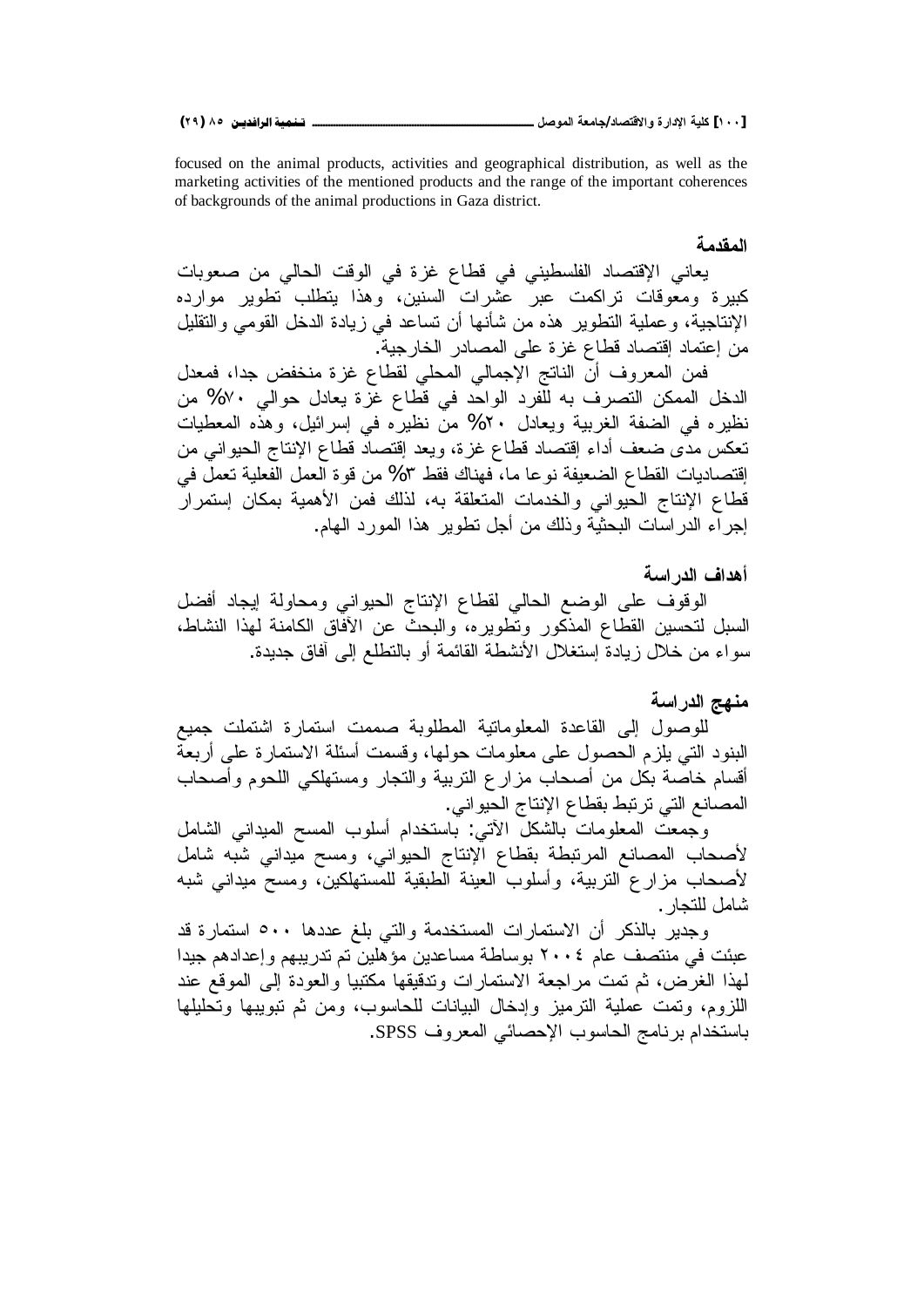focused on the animal products, activities and geographical distribution, as well as the marketing activities of the mentioned products and the range of the important coherences of backgrounds of the animal productions in Gaza district.

## المقدمة

يعاني الإقتصاد الفلسطيني في قطاع غزة في الوقت الحالي من صعوبات كبيرة ومعوقات تراكمت عبر عشرات السنين، وهذا يتطلب تطوير موارده الإنتاجية، وعملية التطوير هذه من شأنها أن تساعد في زيادة الدخل القومي والتقليل من إعتماد إقتصاد قطاع غزة على المصادر الخارجية.

فمن المعروف أن الناتج الإجمالي المحلي لقطاع غزة منخفض جدا، فمعدل الدخل الممكن التصرف به للفرد الواحد في قطاع غزة يعادل حوالي ٧٠% من نظيره في الضفة الغربية ويعادل ٢٠% من نظيره في إسرائيل، وهذه المعطيات تعكس مدى ضعف أداء إقتصاد قطاع غزة، ويعد إقتصاد قطاع الإنتاج الحيواني من إقتصاديات القطاع الضعيفة نوعا ما، فهناك فقط ٣% من قوة العمل الفعلية تعمل في قطاع الإنتاج الحيواني والخدمات المتعلقة به، لذلك فمن الأهمية بمكان إستمرار إجراء الدراسات البحثية وذلك من أجل تطوير هذا المورد الهام.

## أهداف الدراسة

الوقوف على الوضع الحالي لقطاع الإنتاج الحيواني ومحاولة إيجاد أفضل السبل لتحسين القطاع المذكور وتطويره، والبحث عن الآفاق الكامنة لهذا النشاط، سواء من خلال زيادة إستغلال الأنشطة القائمة أو بالتطلع إلى آفاق جديدة.

## منهج الدراسة

للوصول إلى القاعدة المعلوماتية المطلوبة صممت استمارة اشتملت جميع البنود التي يلزم الحصول على معلومات حولها، وقسمت أسئلة الاستمارة على أربعة أقسام خاصة بكل من أصحاب مزارع التربية والتجار ومستهلكي اللحوم وأصحاب المصانع التي ترتبط بقطاع الإنتاج الحيواني.

وجمعت المعلومات بالشكل الآتي: باستخدام أسلوب المسح الميداني الشامل لأصحاب المصانع المرتبطة بقطاع الإنتاج الحيواني، ومسح ميداني شبه شامل لأصحاب مزارع التربية، وأسلوب العينة الطبقية للمستهلكين، ومسح ميداني شبه شامل للتجار.

وجدير بالذكر أن الاستمارات المستخدمة والتي بلغ عددها ٥٠٠ استمارة قد عبئت في منتصف عام ٢٠٠٤ بوساطة مساعدين مؤهلين تم تدريبهم وإعدادهم جيدا لهذا الغرض، ثم تمت مراجعة الاستمارات وتدقيقها مكتبيا والعودة إلى الموقع عند اللزوم، وتمت عملية الترميز وإدخال البيانات للحاسوب، ومن ثم تبويبها وتحليلها باستخدام برنامج الحاسوب الإحصائي المعروف SPSS.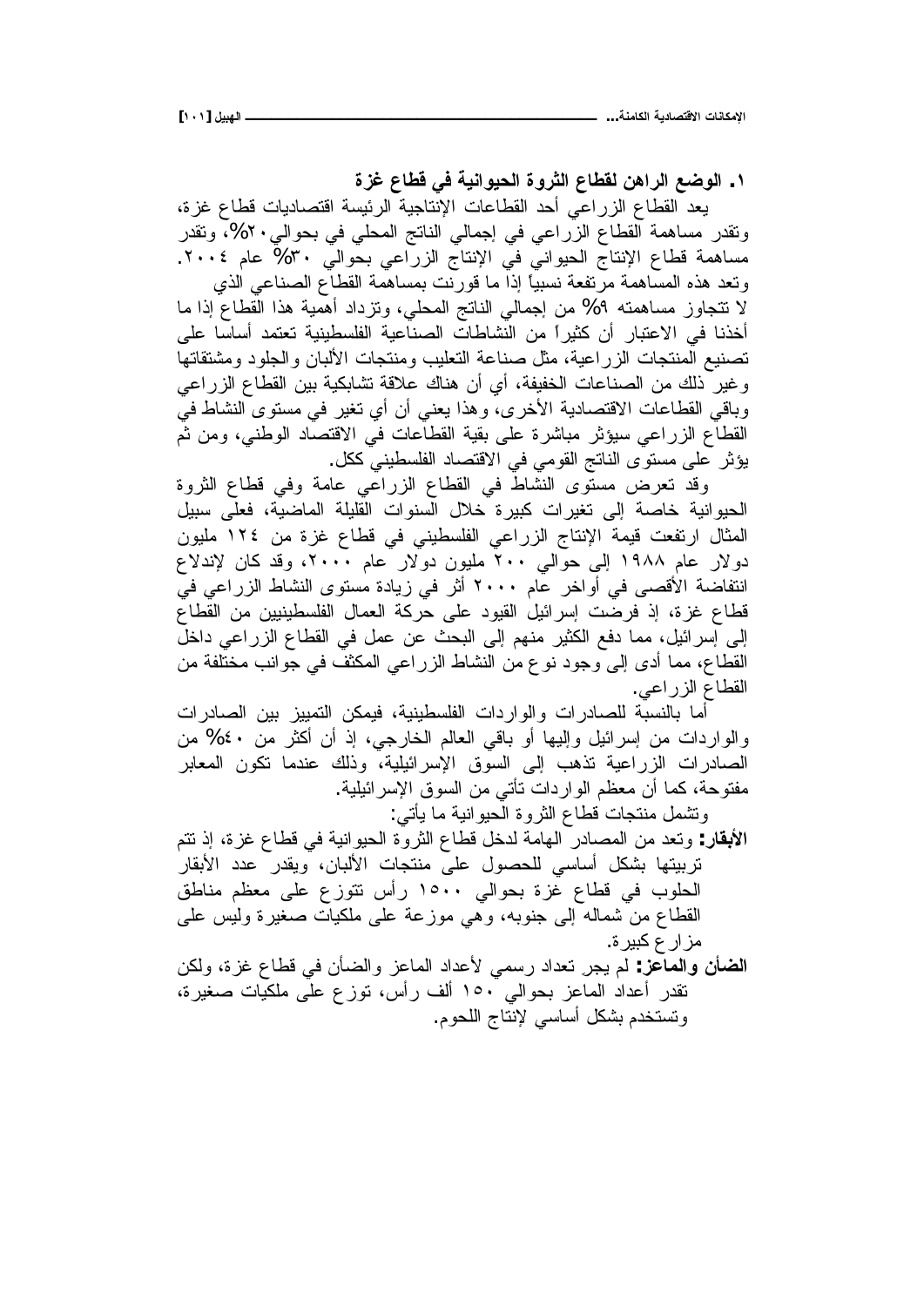### ١. الوضع الراهن لقطاع الثروة الحيوانية في قطاع غزة

يعد القطاع الزراعي أحد القطاعات الإنتاجية الرئيسة اقتصاديات قطاع غزة، وتقدر مساهمة القطاع الزراعي في إجمالي الناتج المحلي في بحوالي٢٠%، وتقدر مساهمة قطاع الإنتاج الحيواني في الإنتاج الزراعي بحوالي ٣٠% عام ٢٠٠٤. وتعد هذه المساهمة مرتفعة نسبياً إذا ما قورنت بمساهمة القطاع الصناعي الذي لا تتجاوز مساهمته ٩% من إجمالي الناتج المحلي، وتزداد أهمية هذا القطاع إذا ما أخذنا في الاعتبار أن كثيراً من النشاطات الصناعية الفلسطينية تعتمد أساسا على تصنيع المنتجات الزراعية، مثل صناعة التعليب ومنتجات الألبان والجلود ومشتقاتها وغير ذلك من الصناعات الخفيفة، أي أن هناك علاقة تشابكية بين القطاع الزراعي وباقي القطاعات الاقتصادية الأخرى، وهذا يعني أن أي تغير في مستوى النشاط في القطاع الزراعي سيؤثر مباشرة على بقية القطاعات في الاقتصاد الوطني، ومن ثم يؤثر على مستوى الناتج القومي في الاقتصاد الفلسطيني ككل.

وقد تعرض مستوى النشاط في القطاع الزراعي عامة وفي قطاع الثروة الحيوانية خاصة إلى تغيرات كبيرة خلال السنوات القليلة الماضية، فعلى سبيل المثال ارتفعت قيمة الإنتاج الزراعي الفلسطيني في قطاع غزة من ١٢٤ مليون دولار عام ١٩٨٨ إلى حوالي ٢٠٠ مليون دولار عام ٢٠٠٠، وقد كان لإندلاع انتفاضة الأقصى في أواخر عام ٢٠٠٠ أثر في زيادة مستوى النشاط الزراعي في قطاع غزة، إذ فرضت إسرائيل القيود على حركة العمال الفلسطينيين من القطاع إلى إسرائيل، مما دفع الكثير منهم إلى البحث عن عمل في القطاع الزراعي داخل القطاع، مما أدى إلى وجود نوع من النشاط الزراعي المكثف في جوانب مختلفة من القطاع الزراعي.

أما بالنسبة للصادرات والواردات الفلسطينية، فيمكن التمييز بين الصادرات والواردات من إسرائيل وإليها أو باقي العالم الخارجي، إذ أن أكثر من ٤٠% من الصادرات الزراعية تذهب إلى السوق الإسرائيلية، وذلك عندما تكون المعابر مفتوحة، كما أن معظم الواردات تأتي من السوق الإسرائيلية.

وتشمل منتجات قطاع الثروة الحيوانية ما يأتي:

**الأبقار:** وتعد من المصادر الهامة لدخل قطاع الثروة الحيوانية في قطاع غزة، إذ تتم تربيتها بشكل أساسي للحصول على منتجات الألبان، ويقدر عدد الأبقار الحلوب في قطاع غزة بحوالي ١٥٠٠ رأس تتوزع على معظم مناطق القطاع من شماله إلى جنوبه، وهي موزعة على ملكيات صغيرة وليس على مزارع كبيرة.

**الضأن والماعز:** لم يجر تعداد رسمي لأعداد الماعز والضأن في قطاع غزة، ولكن تقدر أعداد الماعز بحوالي ١٥٠ ألف رأس، توزع على ملكيات صغيرة، وتستخدم بشكل أساسي لإنتاج اللحوم.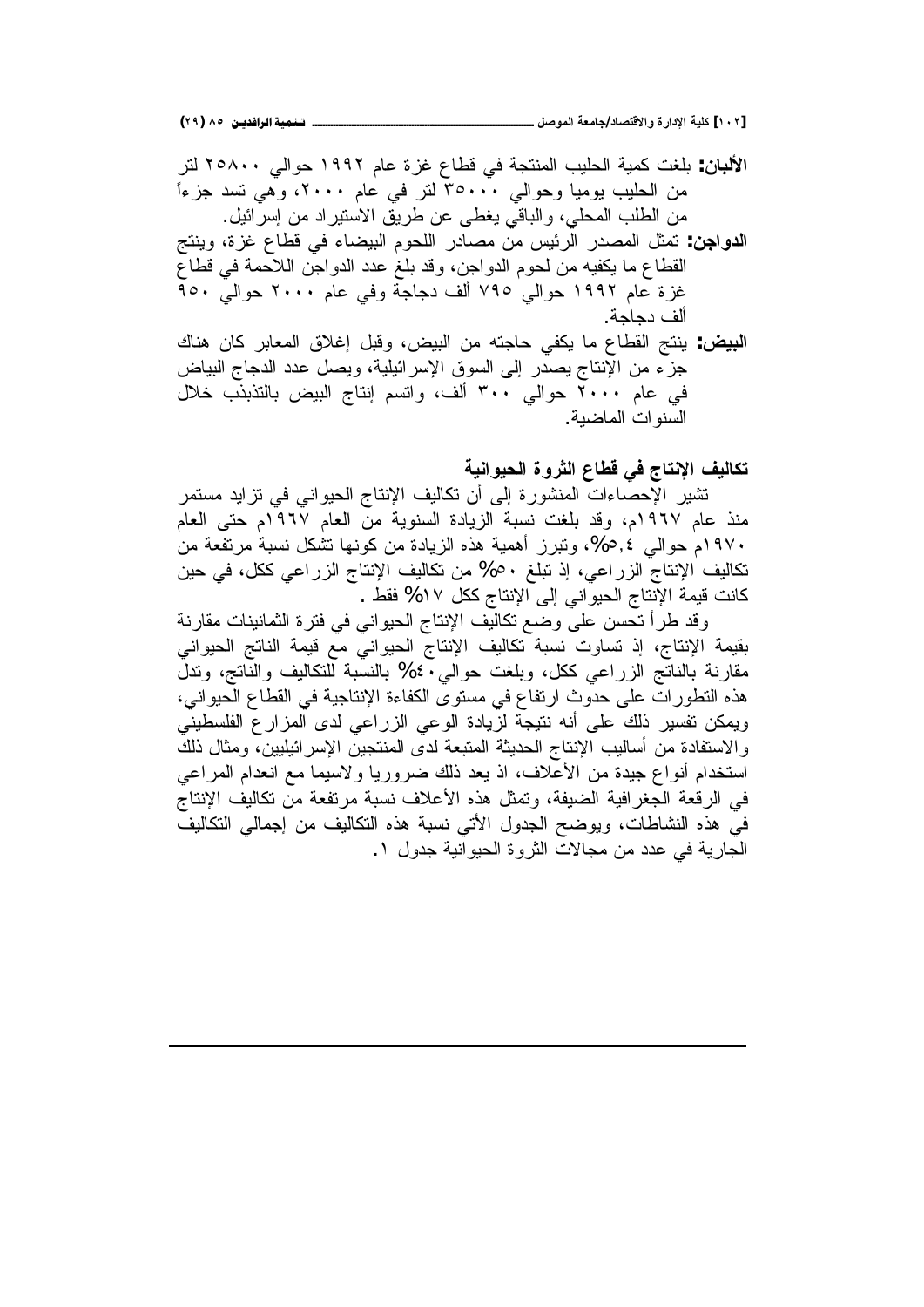**الألبان:** بلغت كمية الحليب المنتجة في قطاع غزة عام ١٩٩٢ حوالي ٢٥٨٠٠ لتر من الحليب يوميا وحوالي ٣٥٠٠٠ لتر في عام ٢٠٠٠، وهي تسد جزءاً من الطلب المحلي، والباقي يغطى عن طريق الاستيراد من إسرائيل.

**الدواجن:** تمثل المصدر الرئيس من مصادر اللحوم البيضاء في قطاع غزة، وينتج القطاع ما يكفيه من لحوم الدواجن، وقد بلغ عدد الدواجن اللاحمة في قطاع غزة عام ١٩٩٢ حوالي ٧٩٥ ألف دجاجة وفي عام ٢٠٠٠ حوالي ٩٥٠ ألف دجاجة.

**البيض:** ينتج القطاع ما يكفي حاجته من البيض، وقبل إغلاق المعابر كان هناك جزء من الإنتاج يصدر إلى السوق الإسرائيلية، ويصل عدد الدجاج البياض في عام ٢٠٠٠ حوالي ٣٠٠ ألف، واتسم إنتاج البيض بالتذبذب خلال السنوات الماضية.

## تكاليف الإنتاج في قطاع الثروة الحيوانية

تشير الإحصاءات المنشورة إلى أن تكاليف الإنتاج الحيواني في تزايد مستمر منذ عام ١٩٦٧م، وقد بلغت نسبة الزيادة السنوية من العام ١٩٦٧م حتى العام ١٩٧٠م حوالي ٥,٤%، وتبرز أهمية هذه الزيادة من كونها تشكل نسبة مرتفعة من تكاليف الإنتاج الزراعي، إذ تبلغ ٥٠% من تكاليف الإنتاج الزراعي ككل، في حين كانت قيمة الإنتاج الحيواني إلى الإنتاج ككل ١٧% فقط .

وقد طرأ تحسن على وضع تكاليف الإنتاج الحيواني في فترة الثمانينات مقارنة بقيمة الإنتاج، إذ تساوت نسبة تكاليف الإنتاج الحيواني مع قيمة الناتج الحيواني مقارنة بالناتج الزراعي ككل، وبلغت حوالي ٤٠% بالنسبة للتكاليف والناتج، وتدل هذه التطورات على حدوث ارتفاع في مستوى الكفاءة الإنتاجية في القطاع الحيواني، ويمكن تفسير ذلك على أنه نتيجة لزيادة الوعي الزراعي لدى المزارع الفلسطيني والاستفادة من أساليب الإنتاج الحديثة المتبعة لدى المنتجين الإسرائيليين، ومثال ذلك استخدام أنواع جيدة من الأعلاف، اذ يعد ذلك ضروريا ولاسيما مع انعدام المراعي في الرقعة الجغرافية الضيفة، وتمثل هذه الأعلاف نسبة مرتفعة من تكاليف الإنتاج في هذه النشاطات، ويوضح الجدول الأتي نسبة هذه التكاليف من إجمالي التكاليف الجارية في عدد من مجالات الثروة الحيوانية جدول ١.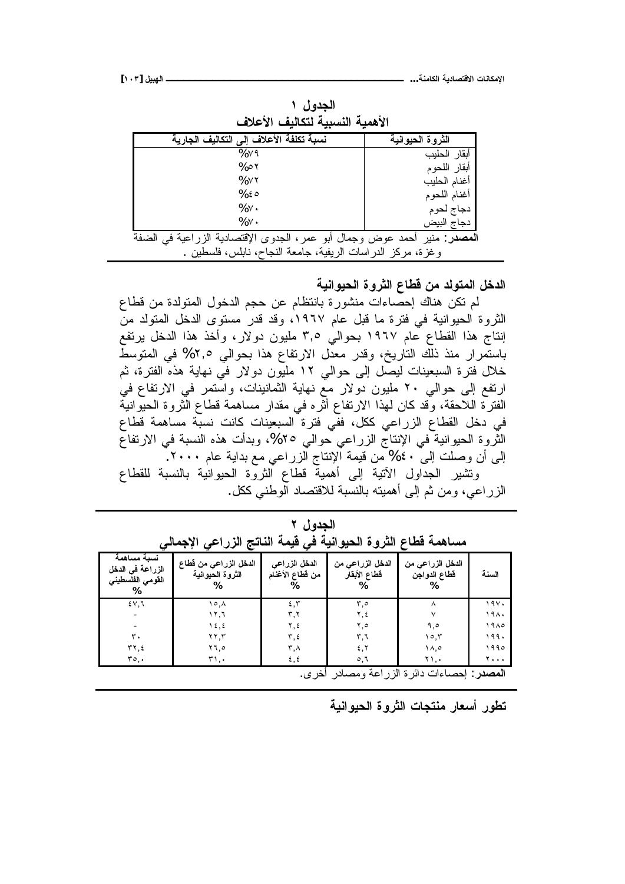الجدول ١

الأهمية النسبية لتكاليف الأعلاف

| الثروة الحيوانية | نسبة تكلفة الأعلاف إلى التكاليف الجارية |
|---|---|
| أبقار الحليب | %٧٩ |
| أبقار اللحوم | %٥٢ |
| أغنام الحليب | %٧٢ |
| أغنام اللحوم | %٤٥ |
| دجاج لحوم | %٧٠ |
| دجاج البيض | %٧٠ |

**المصدر**: منير أحمد عوض وجمال أبو عمر، الجدوى الإقتصادية الزراعية في الضفة وغزة، مركز الدراسات الريفية، جامعة النجاح، نابلس، فلسطين .

## الدخل المتولد من قطاع الثروة الحيوانية

لم تكن هناك إحصاءات منشورة بانتظام عن حجم الدخول المتولدة من قطاع الثروة الحيوانية في فترة ما قبل عام ١٩٦٧، وقد قدر مستوى الدخل المتولد من إنتاج هذا القطاع عام ١٩٦٧ بحوالي ٣,٥ مليون دولار، وأخذ هذا الدخل يرتفع باستمرار منذ ذلك التاريخ، وقدر معدل الارتفاع هذا بحوالي ٢,٥% في المتوسط خلال فترة السبعينات ليصل إلى حوالي ١٢ مليون دولار في نهاية هذه الفترة، ثم ارتفع إلى حوالي ٢٠ مليون دولار مع نهاية الثمانينات، واستمر في الارتفاع في الفترة اللاحقة، وقد كان لهذا الارتفاع أثره في مقدار مساهمة قطاع الثروة الحيوانية في دخل القطاع الزراعي ككل، ففي فترة السبعينات كانت نسبة مساهمة قطاع الثروة الحيوانية في الإنتاج الزراعي حوالي ٢٥%، وبدأت هذه النسبة في الارتفاع إلى أن وصلت إلى ٤٠% من قيمة الإنتاج الزراعي مع بداية عام ٢٠٠٠.

وتشير الجداول الآتية إلى أهمية قطاع الثروة الحيوانية بالنسبة للقطاع الزراعي، ومن ثم إلى أهميته بالنسبة للاقتصاد الوطني ككل.

الجدول ٢

مساهمة قطاع الثروة الحيوانية في قيمة الناتج الزراعي الإجمالي

| السنة | الدخل الزراعي من قطاع الدواجن % | الدخل الزراعي من قطاع الأبقار % | الدخل الزراعي من قطاع الأغنام % | الدخل الزراعي من قطاع الثروة الحيوانية % | نسبة مساهمة الزراعة في الدخل القومي الفلسطيني % |
|---|---|---|---|---|---|
| ١٩٧٠ | ٨ | ٣,٥ | ٤,٣ | ١٥,٨ | ٤٧,٦ |
| ١٩٨٠ | ٧ | ٢,٤ | ٣,٢ | ١٢,٦ | - |
| ١٩٨٥ | ٩,٥ | ٢,٥ | ٢,٤ | ١٤,٤ | - |
| ١٩٩٠ | ١٥,٣ | ٣,٦ | ٣,٤ | ٢٢,٣ | ٣٠ |
| ١٩٩٥ | ١٨,٥ | ٤,٢ | ٣,٨ | ٢٦,٥ | ٣٢,٤ |
| ٢٠٠٠ | ٢١,٠ | ٥,٦ | ٤,٤ | ٣١,٠ | ٣٥,٠ |

**المصدر**: إحصاءات دائرة الزراعة ومصادر أخرى.

## تطور أسعار منتجات الثروة الحيوانية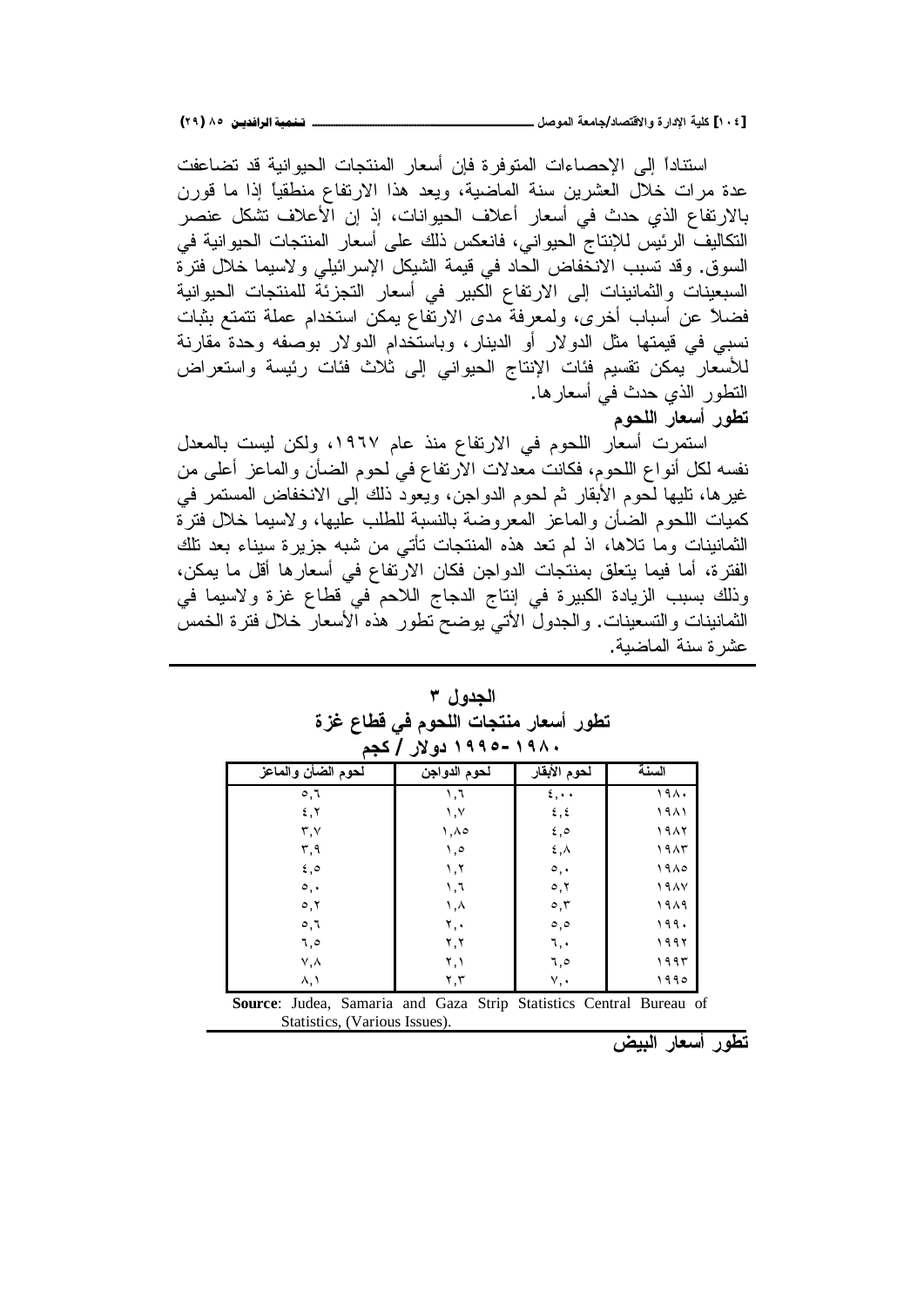استناداً إلى الإحصاءات المتوفرة فإن أسعار المنتجات الحيوانية قد تضاعفت عدة مرات خلال العشرين سنة الماضية، ويعد هذا الارتفاع منطقياً إذا ما قورن بالارتفاع الذي حدث في أسعار أعلاف الحيوانات، إذ إن الأعلاف تشكل عنصر التكاليف الرئيس للإنتاج الحيواني، فانعكس ذلك على أسعار المنتجات الحيوانية في السوق. وقد تسبب الانخفاض الحاد في قيمة الشيكل الإسرائيلي ولاسيما خلال فترة السبعينات والثمانينات إلى الارتفاع الكبير في أسعار التجزئة للمنتجات الحيوانية فضلاً عن أسباب أخرى، ولمعرفة مدى الارتفاع يمكن استخدام عملة تتمتع بثبات نسبي في قيمتها مثل الدولار أو الدينار، وباستخدام الدولار بوصفه وحدة مقارنة للأسعار يمكن تقسيم فئات الإنتاج الحيواني إلى ثلاث فئات رئيسة واستعراض التطور الذي حدث في أسعارها.

**تطور أسعار اللحوم**

استمرت أسعار اللحوم في الارتفاع منذ عام ١٩٦٧، ولكن ليست بالمعدل نفسه لكل أنواع اللحوم، فكانت معدلات الارتفاع في لحوم الضأن والماعز أعلى من غيرها، تليها لحوم الأبقار ثم لحوم الدواجن، ويعود ذلك إلى الانخفاض المستمر في كميات اللحوم الضأن والماعز المعروضة بالنسبة للطلب عليها، ولاسيما خلال فترة الثمانينات وما تلاها، اذ لم تعد هذه المنتجات تأتي من شبه جزيرة سيناء بعد تلك الفترة، أما فيما يتعلق بمنتجات الدواجن فكان الارتفاع في أسعارها أقل ما يمكن، وذلك بسبب الزيادة الكبيرة في إنتاج الدجاج اللاحم في قطاع غزة ولاسيما في الثمانينات والتسعينات. والجدول الآتي يوضح تطور هذه الأسعار خلال فترة الخمس عشرة سنة الماضية.

**الجدول ٣**

**تطور أسعار منتجات اللحوم في قطاع غزة**

**١٩٨٠-١٩٩٥ دولار / كجم**

| السنة | لحوم الأبقار | لحوم الدواجن | لحوم الضأن والماعز |
|---|---|---|---|
| ١٩٨٠ | ٤,٠٠ | ١,٦ | ٥,٦ |
| ١٩٨١ | ٤,٤ | ١,٧ | ٤,٢ |
| ١٩٨٢ | ٤,٥ | ١,٨٥ | ٣,٧ |
| ١٩٨٣ | ٤,٨ | ١,٥ | ٣,٩ |
| ١٩٨٥ | ٥,٠ | ١,٢ | ٤,٥ |
| ١٩٨٧ | ٥,٢ | ١,٦ | ٥,٠ |
| ١٩٨٩ | ٥,٣ | ١,٨ | ٥,٢ |
| ١٩٩٠ | ٥,٥ | ٢,٠ | ٥,٦ |
| ١٩٩٢ | ٦,٠ | ٢,٢ | ٦,٥ |
| ١٩٩٣ | ٦,٥ | ٢,١ | ٧,٨ |
| ١٩٩٥ | ٧,٠ | ٢,٣ | ٨,١ |

**Source**: Judea, Samaria and Gaza Strip Statistics Central Bureau of Statistics, (Various Issues).

**تطور أسعار البيض**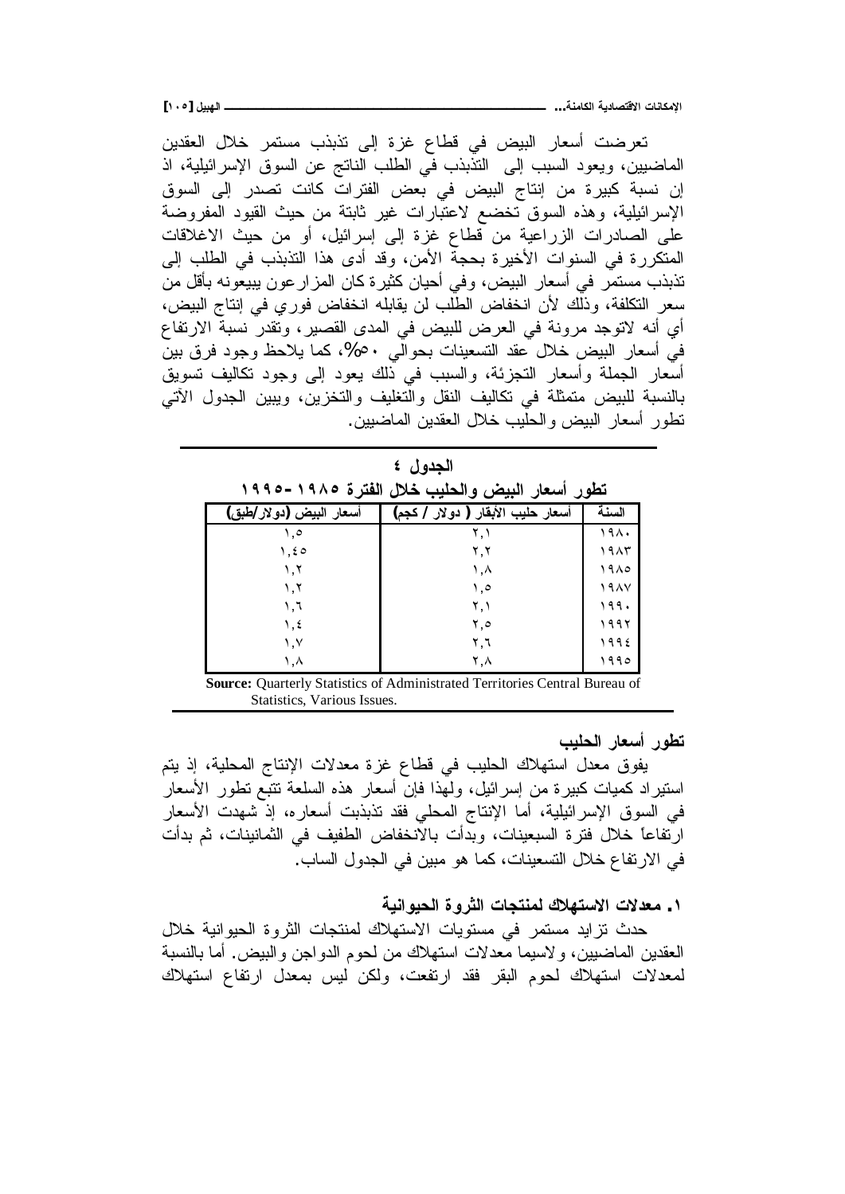تعرضت أسعار البيض في قطاع غزة إلى تذبذب مستمر خلال العقدين الماضيين، ويعود السبب إلى التذبذب في الطلب الناتج عن السوق الإسرائيلية، اذ إن نسبة كبيرة من إنتاج البيض في بعض الفترات كانت تصدر إلى السوق الإسرائيلية، وهذه السوق تخضع لاعتبارات غير ثابتة من حيث القيود المفروضة على الصادرات الزراعية من قطاع غزة إلى إسرائيل، أو من حيث الاغلاقات المتكررة في السنوات الأخيرة بحجة الأمن، وقد أدى هذا التذبذب في الطلب إلى تذبذب مستمر في أسعار البيض، وفي أحيان كثيرة كان المزارعون يبيعونه بأقل من سعر التكلفة، وذلك لأن انخفاض الطلب لن يقابله انخفاض فوري في إنتاج البيض، أي أنه لاتوجد مرونة في العرض للبيض في المدى القصير، وتقدر نسبة الارتفاع في أسعار البيض خلال عقد التسعينات بحوالي ٥٠%، كما يلاحظ وجود فرق بين أسعار الجملة وأسعار التجزئة، والسبب في ذلك يعود إلى وجود تكاليف تسويق بالنسبة للبيض متمثلة في تكاليف النقل والتغليف والتخزين، ويبين الجدول الآتي تطور أسعار البيض والحليب خلال العقدين الماضيين.

**الجدول ٤**

**تطور أسعار البيض والحليب خلال الفترة ١٩٨٥-١٩٩٥**

| السنة | أسعار حليب الأبقار ( دولار / كجم) | أسعار البيض (دولار/طبق) |
|---|---|---|
| ١٩٨٠ | ٢,١ | ١,٥ |
| ١٩٨٣ | ٢,٢ | ١,٤٥ |
| ١٩٨٥ | ١,٨ | ١,٢ |
| ١٩٨٧ | ١,٥ | ١,٢ |
| ١٩٩٠ | ٢,١ | ١,٦ |
| ١٩٩٢ | ٢,٥ | ١,٤ |
| ١٩٩٤ | ٢,٦ | ١,٧ |
| ١٩٩٥ | ٢,٨ | ١,٨ |

**Source:** Quarterly Statistics of Administrated Territories Central Bureau of Statistics, Various Issues.

### تطور أسعار الحليب

يفوق معدل استهلاك الحليب في قطاع غزة معدلات الإنتاج المحلية، إذ يتم استيراد كميات كبيرة من إسرائيل، ولهذا فإن أسعار هذه السلعة تتبع تطور الأسعار في السوق الإسرائيلية، أما الإنتاج المحلي فقد تذبذبت أسعاره، إذ شهدت الأسعار ارتفاعاً خلال فترة السبعينات، وبدأت بالانخفاض الطفيف في الثمانينات، ثم بدأت في الارتفاع خلال التسعينات، كما هو مبين في الجدول الساب.

### ١. معدلات الاستهلاك لمنتجات الثروة الحيوانية

حدث تزايد مستمر في مستويات الاستهلاك لمنتجات الثروة الحيوانية خلال العقدين الماضيين، ولاسيما معدلات استهلاك من لحوم الدواجن والبيض. أما بالنسبة لمعدلات استهلاك لحوم البقر فقد ارتفعت، ولكن ليس بمعدل ارتفاع استهلاك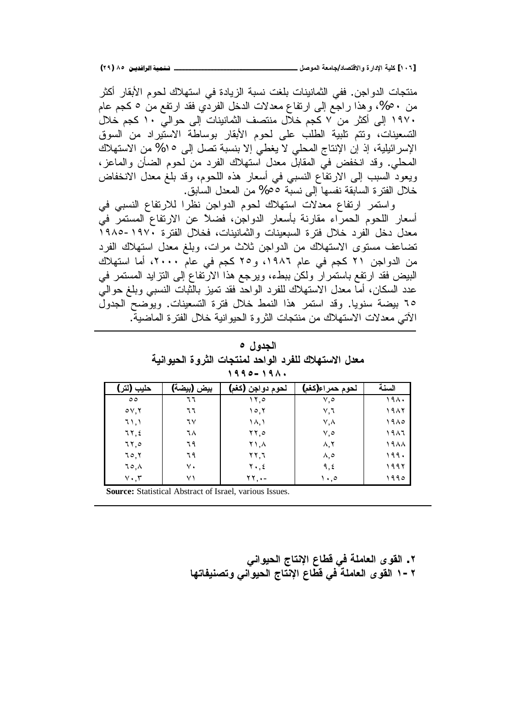منتجات الدواجن. ففي الثمانينات بلغت نسبة الزيادة في استهلاك لحوم الأبقار أكثر من ٥٠%، وهذا راجع إلى ارتفاع معدلات الدخل الفردي فقد ارتفع من ٥ كجم عام ١٩٧٠ إلى أكثر من ٧ كجم خلال منتصف الثمانينات إلى حوالي ١٠ كجم خلال التسعينات، وتتم تلبية الطلب على لحوم الأبقار بوساطة الاستيراد من السوق الإسرائيلية، إذ إن الإنتاج المحلي لا يغطي إلا بنسبة تصل إلى ١٥% من الاستهلاك المحلي. وقد انخفض في المقابل معدل استهلاك الفرد من لحوم الضأن والماعز، ويعود السبب إلى الارتفاع النسبي في أسعار هذه اللحوم، وقد بلغ معدل الانخفاض خلال الفترة السابقة نفسها إلى نسبة ٥٥% من المعدل السابق.

واستمر ارتفاع معدلات استهلاك لحوم الدواجن نظرا للارتفاع النسبي في أسعار اللحوم الحمراء مقارنة بأسعار الدواجن، فضلاً عن الارتفاع المستمر في معدل دخل الفرد خلال فترة السبعينات والثمانينات، فخلال الفترة ١٩٧٠-١٩٨٥ تضاعف مستوى الاستهلاك من الدواجن ثلاث مرات، وبلغ معدل استهلاك الفرد من الدواجن ٢١ كجم في عام ١٩٨٦، و٢٥ كجم في عام ٢٠٠٠، أما استهلاك البيض فقد ارتفع باستمرار ولكن ببطء، ويرجع هذا الارتفاع إلى التزايد المستمر في عدد السكان، أما معدل الاستهلاك للفرد الواحد فقد تميز بالثبات النسبي وبلغ حوالي ٦٥ بيضة سنويا. وقد استمر هذا النمط خلال فترة التسعينات. ويوضح الجدول الآتي معدلات الاستهلاك من منتجات الثروة الحيوانية خلال الفترة الماضية.

**الجدول ٥**

**معدل الاستهلاك للفرد الواحد لمنتجات الثروة الحيوانية**

**١٩٨٠-١٩٩٥**

| السنة | لحوم حمراء(كغم) | لحوم دواجن (كغم) | بيض (بيضة) | حليب (لتر) |
|---|---|---|---|---|
| ١٩٨٠ | ٧,٥ | ١٢,٥ | ٦٦ | ٥٥ |
| ١٩٨٢ | ٧,٦ | ١٥,٢ | ٦٦ | ٥٧,٢ |
| ١٩٨٥ | ٧,٨ | ١٨,١ | ٦٧ | ٦١,١ |
| ١٩٨٦ | ٧,٥ | ٢٢,٥ | ٦٨ | ٦٢,٤ |
| ١٩٨٨ | ٨,٢ | ٢١,٨ | ٦٩ | ٦٢,٥ |
| ١٩٩٠ | ٨,٥ | ٢٢,٦ | ٦٩ | ٦٥,٢ |
| ١٩٩٢ | ٩,٤ | ٢٠,٤ | ٧٠ | ٦٥,٨ |
| ١٩٩٥ | ١٠,٥ | ٢٢,٠- | ٧١ | ٧٠,٣ |

**Source:** Statistical Abstract of Israel, various Issues.

## ٢. القوى العاملة في قطاع الإنتاج الحيواني

### ٢-١ القوى العاملة في قطاع الإنتاج الحيواني وتصنيفاتها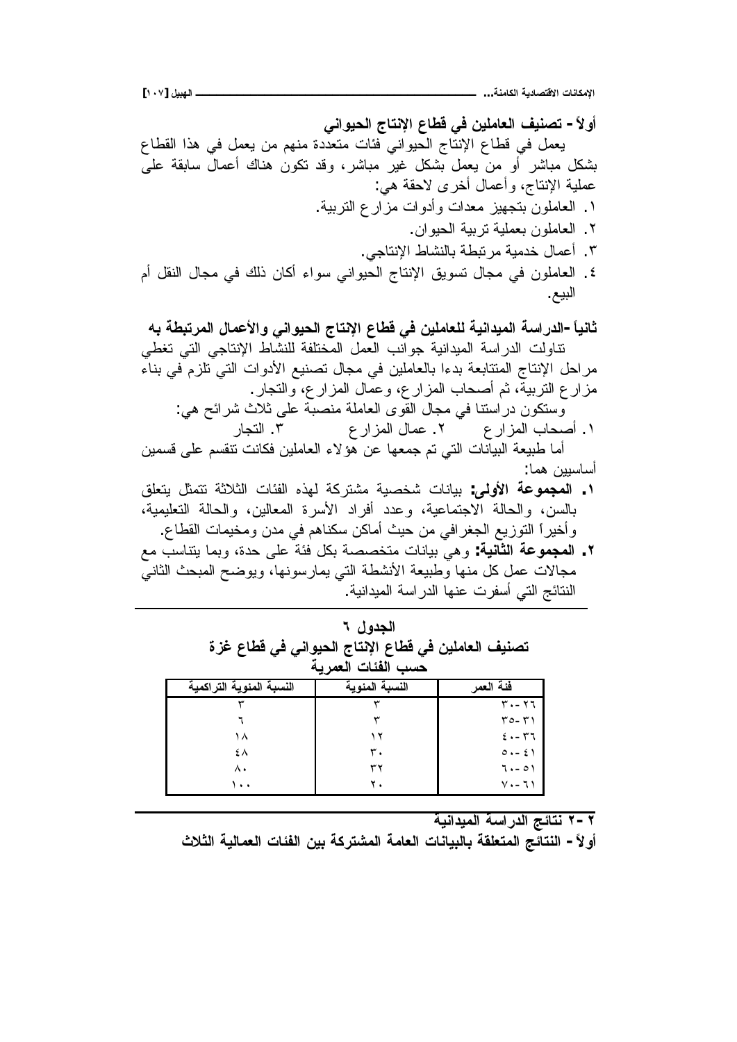### أولاً - تصنيف العاملين في قطاع الإنتاج الحيواني

يعمل في قطاع الإنتاج الحيواني فئات متعددة منهم من يعمل في هذا القطاع بشكل مباشر أو من يعمل بشكل غير مباشر، وقد تكون هناك أعمال سابقة على عملية الإنتاج، وأعمال أخرى لاحقة هي:

١. العاملون بتجهيز معدات وأدوات مزارع التربية.
٢. العاملون بعملية تربية الحيوان.
٣. أعمال خدمية مرتبطة بالنشاط الإنتاجي.
٤. العاملون في مجال تسويق الإنتاج الحيواني سواء أكان ذلك في مجال النقل أم البيع.

### ثانياً -الدراسة الميدانية للعاملين في قطاع الإنتاج الحيواني والأعمال المرتبطة به

تناولت الدراسة الميدانية جوانب العمل المختلفة للنشاط الإنتاجي التي تغطي مراحل الإنتاج المتتابعة بدءا بالعاملين في مجال تصنيع الأدوات التي تلزم في بناء مزارع التربية، ثم أصحاب المزارع، وعمال المزارع، والتجار.

وستكون دراستنا في مجال القوى العاملة منصبة على ثلاث شرائح هي:

١. أصحاب المزارع ٢. عمال المزارع ٣. التجار

أما طبيعة البيانات التي تم جمعها عن هؤلاء العاملين فكانت تنقسم على قسمين أساسيين هما:

١. **المجموعة الأولى:** بيانات شخصية مشتركة لهذه الفئات الثلاثة تتمثل يتعلق بالسن، والحالة الاجتماعية، وعدد أفراد الأسرة المعالين، والحالة التعليمية، وأخيراً التوزيع الجغرافي من حيث أماكن سكناهم في مدن ومخيمات القطاع.
٢. **المجموعة الثانية:** وهي بيانات متخصصة بكل فئة على حدة، وبما يتناسب مع مجالات عمل كل منها وطبيعة الأنشطة التي يمارسونها، ويوضح المبحث الثاني النتائج التي أسفرت عنها الدراسة الميدانية.

**الجدول ٦**
**تصنيف العاملين في قطاع الإنتاج الحيواني في قطاع غزة حسب الفئات العمرية**

| فئة العمر | النسبة المئوية | النسبة المئوية التراكمية |
|---|---|---|
| ٢٦-٣٠ | ٣ | ٣ |
| ٣١-٣٥ | ٣ | ٦ |
| ٣٦-٤٠ | ١٢ | ١٨ |
| ٤١-٥٠ | ٣٠ | ٤٨ |
| ٥١-٦٠ | ٣٢ | ٨٠ |
| ٦١-٧٠ | ٢٠ | ١٠٠ |

## ٢-٢ نتائج الدراسة الميدانية

### أولاً - النتائج المتعلقة بالبيانات العامة المشتركة بين الفئات العمالية الثلاث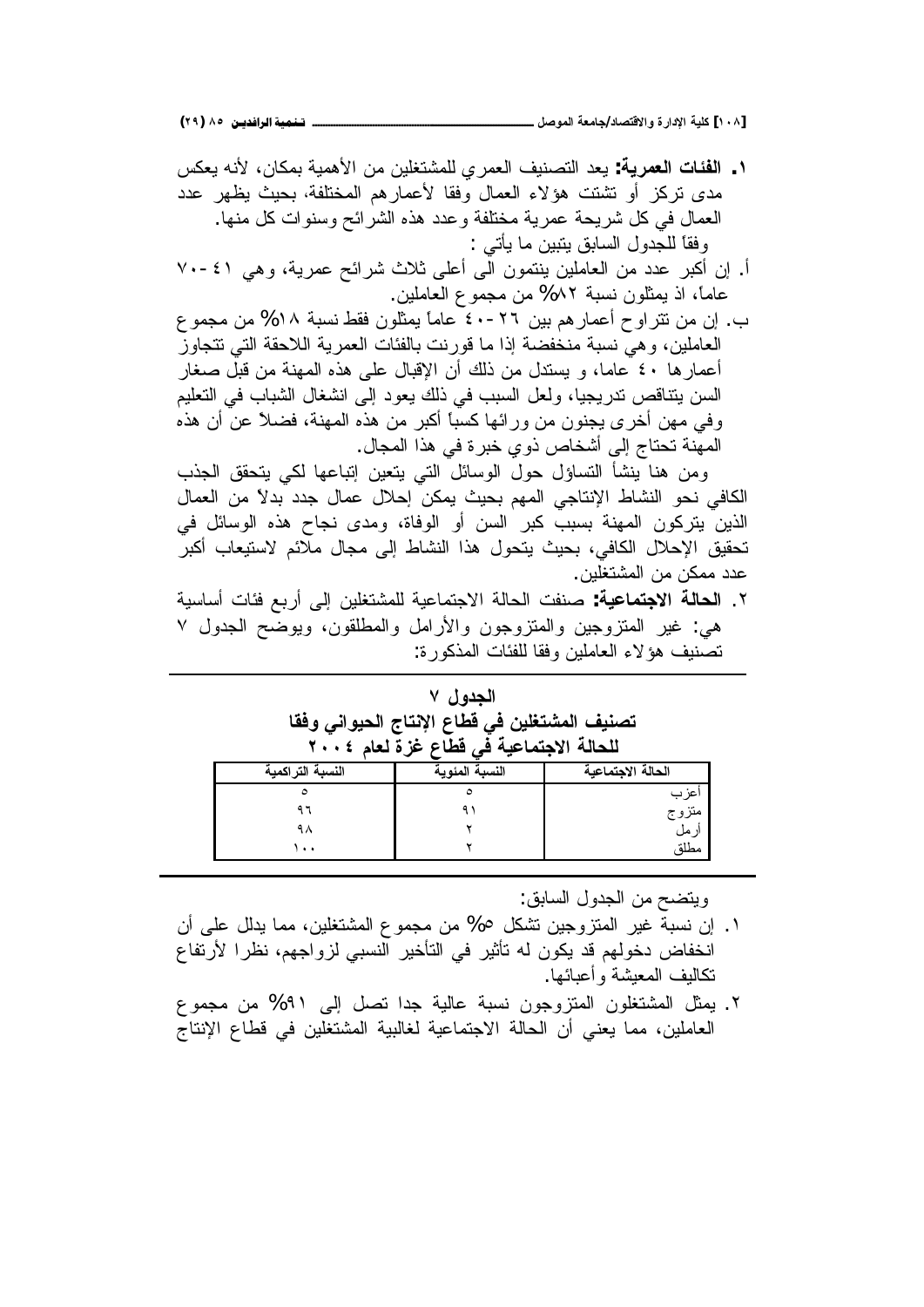١. **الفئات العمرية:** يعد التصنيف العمري للمشتغلين من الأهمية بمكان، لأنه يعكس مدى تركز أو تشتت هؤلاء العمال وفقا لأعمارهم المختلفة، بحيث يظهر عدد العمال في كل شريحة عمرية مختلفة وعدد هذه الشرائح وسنوات كل منها.

وفقاً للجدول السابق يتبين ما يأتي :

أ. إن أكبر عدد من العاملين ينتمون الى أعلى ثلاث شرائح عمرية، وهي ٤١-٧٠ عاماً، اذ يمثلون نسبة ٨٢% من مجموع العاملين.

ب. إن من تتراوح أعمارهم بين ٢٦-٤٠ عاماً يمثلون فقط نسبة ١٨% من مجموع العاملين، وهي نسبة منخفضة إذا ما قورنت بالفئات العمرية اللاحقة التي تتجاوز أعمارها ٤٠ عاما، و يستدل من ذلك أن الإقبال على هذه المهنة من قبل صغار السن يتناقص تدريجيا، ولعل السبب في ذلك يعود إلى انشغال الشباب في التعليم وفي مهن أخرى يجنون من ورائها كسباً أكبر من هذه المهنة، فضلاً عن أن هذه المهنة تحتاج إلى أشخاص ذوي خبرة في هذا المجال.

ومن هنا ينشأ التساؤل حول الوسائل التي يتعين إتباعها لكي يتحقق الجذب الكافي نحو النشاط الإنتاجي المهم بحيث يمكن إحلال عمال جدد بدلاً من العمال الذين يتركون المهنة بسبب كبر السن أو الوفاة، ومدى نجاح هذه الوسائل في تحقيق الإحلال الكافي، بحيث يتحول هذا النشاط إلى مجال ملائم لاستيعاب أكبر عدد ممكن من المشتغلين.

٢. **الحالة الاجتماعية:** صنفت الحالة الاجتماعية للمشتغلين إلى أربع فئات أساسية هي: غير المتزوجين والمتزوجون والأرامل والمطلقون، ويوضح الجدول ٧ تصنيف هؤلاء العاملين وفقا للفئات المذكورة:

**الجدول ٧**
**تصنيف المشتغلين في قطاع الإنتاج الحيواني وفقا للحالة الاجتماعية في قطاع غزة لعام ٢٠٠٤**

| الحالة الاجتماعية | النسبة المئوية | النسبة التراكمية |
|---|---|---|
| أعزب | ٥ | ٥ |
| متزوج | ٩١ | ٩٦ |
| أرمل | ٢ | ٩٨ |
| مطلق | ٢ | ١٠٠ |

ويتضح من الجدول السابق:

١. إن نسبة غير المتزوجين تشكل ٥% من مجموع المشتغلين، مما يدلل على أن انخفاض دخولهم قد يكون له تأثير في التأخير النسبي لزواجهم، نظرا لأرتفاع تكاليف المعيشة وأعبائها.

٢. يمثل المشتغلون المتزوجون نسبة عالية جدا تصل إلى ٩١% من مجموع العاملين، مما يعني أن الحالة الاجتماعية لغالبية المشتغلين في قطاع الإنتاج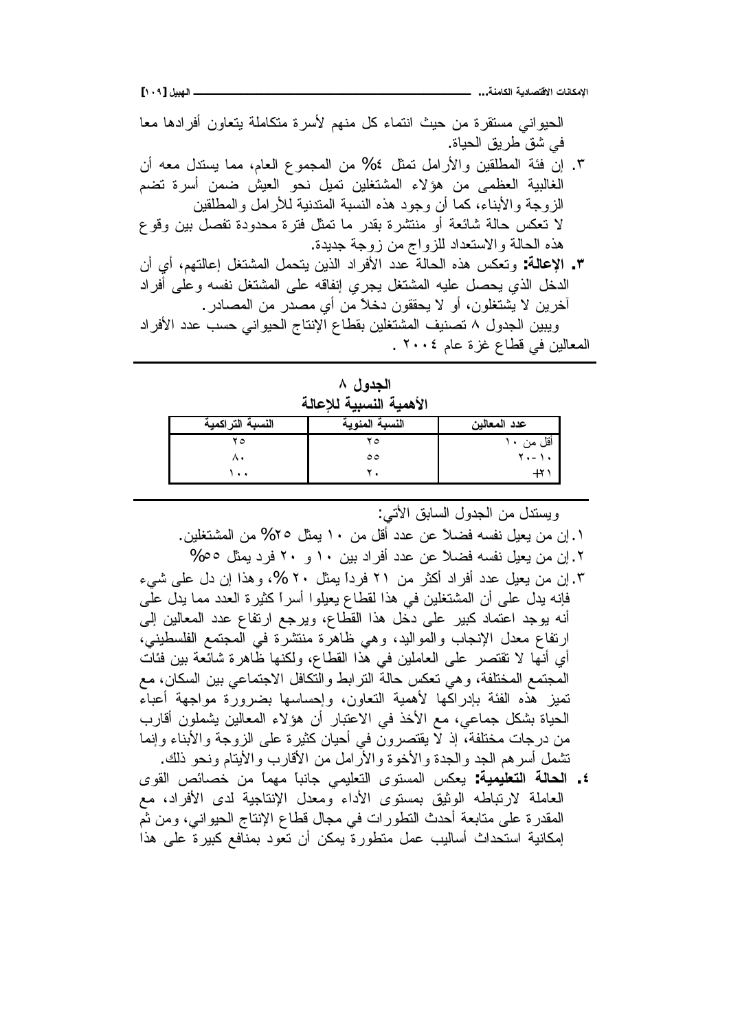الحيواني مستقرة من حيث انتماء كل منهم لأسرة متكاملة يتعاون أفرادها معا في شق طريق الحياة.

٣. إن فئة المطلقين والأرامل تمثل ٤% من المجموع العام، مما يستدل معه أن الغالبية العظمى من هؤلاء المشتغلين تميل نحو العيش ضمن أسرة تضم الزوجة والأبناء، كما أن وجود هذه النسبة المتدنية للأرامل والمطلقين لا تعكس حالة شائعة أو منتشرة بقدر ما تمثل فترة محدودة تفصل بين وقوع هذه الحالة والاستعداد للزواج من زوجة جديدة.

**٣. الإعالة:** وتعكس هذه الحالة عدد الأفراد الذين يتحمل المشتغل إعالتهم، أي أن الدخل الذي يحصل عليه المشتغل يجري إنفاقه على المشتغل نفسه وعلى أفراد آخرين لا يشتغلون، أو لا يحققون دخلاً من أي مصدر من المصادر.

ويبين الجدول ٨ تصنيف المشتغلين بقطاع الإنتاج الحيواني حسب عدد الأفراد المعالين في قطاع غزة عام ٢٠٠٤ .

**الجدول ٨**
**الأهمية النسبية للإعالة**

| عدد المعالين | النسبة المئوية | النسبة التراكمية |
|---|---|---|
| أقل من ١٠ | ٢٥ | ٢٥ |
| ١٠-٢٠ | ٥٥ | ٨٠ |
| ٢١+ | ٢٠ | ١٠٠ |

ويستدل من الجدول السابق الأتي:

١. إن من يعيل نفسه فضلاً عن عدد أقل من ١٠ يمثل ٢٥% من المشتغلين.

٢. إن من يعيل نفسه فضلاً عن عدد أفراد بين ١٠ و ٢٠ فرد يمثل ٥٥%

٣. إن من يعيل عدد أفراد أكثر من ٢١ فرداً يمثل ٢٠ %، وهذا إن دل على شيء فإنه يدل على أن المشتغلين في هذا لقطاع يعيلوا أسراً كثيرة العدد مما يدل على أنه يوجد اعتماد كبير على دخل هذا القطاع، ويرجع ارتفاع عدد المعالين إلى ارتفاع معدل الإنجاب والمواليد، وهي ظاهرة منتشرة في المجتمع الفلسطيني، أي أنها لا تقتصر على العاملين في هذا القطاع، ولكنها ظاهرة شائعة بين فئات المجتمع المختلفة، وهي تعكس حالة الترابط والتكافل الاجتماعي بين السكان، مع تميز هذه الفئة بإدراكها لأهمية التعاون، وإحساسها بضرورة مواجهة أعباء الحياة بشكل جماعي، مع الأخذ في الاعتبار أن هؤلاء المعالين يشملون أقارب من درجات مختلفة، إذ لا يقتصرون في أحيان كثيرة على الزوجة والأبناء وإنما تشمل أسرهم الجد والجدة والأخوة والأرامل من الأقارب والأيتام ونحو ذلك.

**٤. الحالة التعليمية:** يعكس المستوى التعليمي جانباً مهماً من خصائص القوى العاملة لارتباطه الوثيق بمستوى الأداء ومعدل الإنتاجية لدى الأفراد، مع المقدرة على متابعة أحدث التطورات في مجال قطاع الإنتاج الحيواني، ومن ثم إمكانية استحداث أساليب عمل متطورة يمكن أن تعود بمنافع كبيرة على هذا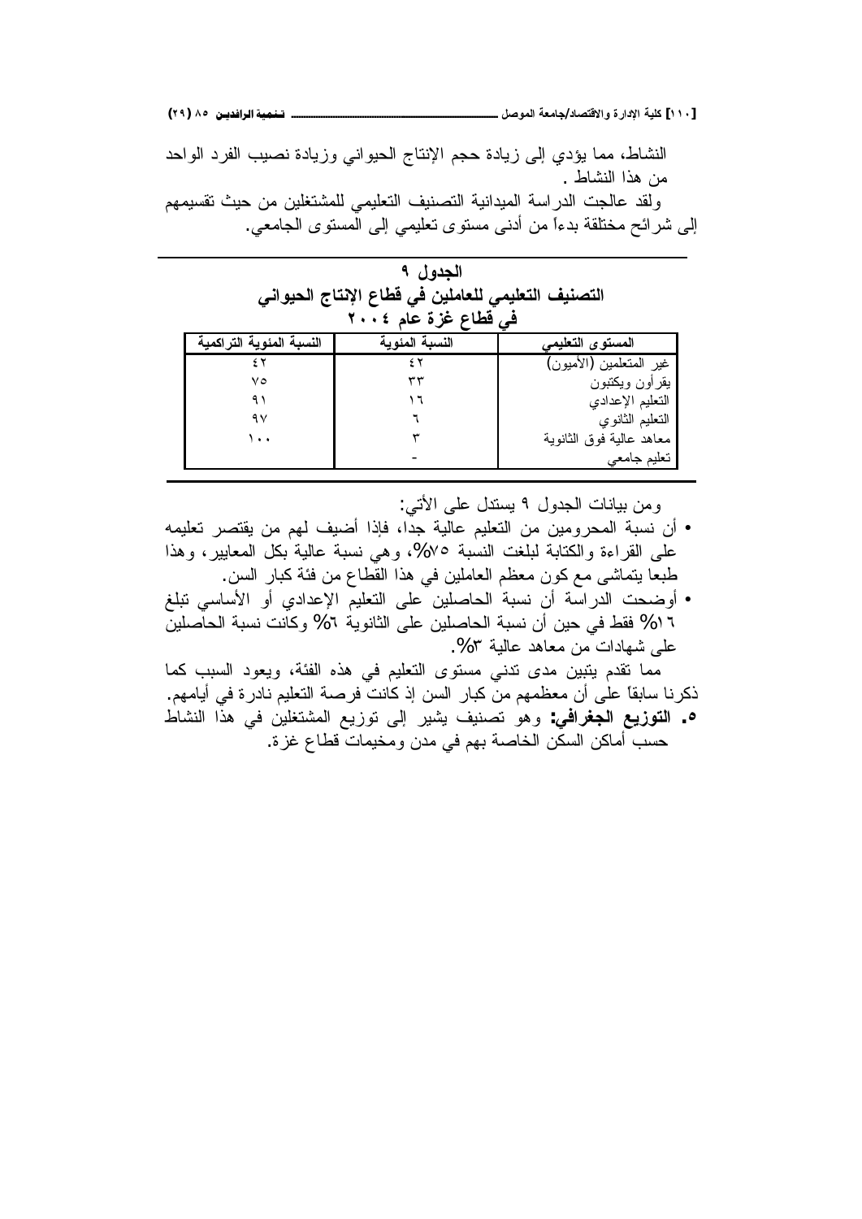النشاط، مما يؤدي إلى زيادة حجم الإنتاج الحيواني وزيادة نصيب الفرد الواحد من هذا النشاط .

ولقد عالجت الدراسة الميدانية التصنيف التعليمي للمشتغلين من حيث تقسيمهم إلى شرائح مختلفة بدءاً من أدنى مستوى تعليمي إلى المستوى الجامعي.

**الجدول ٩**
**التصنيف التعليمي للعاملين في قطاع الإنتاج الحيواني في قطاع غزة عام ٢٠٠٤**

| المستوى التعليمي | النسبة المئوية | النسبة المئوية التراكمية |
|---|---|---|
| غير المتعلمين (الأميون) | ٤٢ | ٤٢ |
| يقرأون ويكتبون | ٣٣ | ٧٥ |
| التعليم الإعدادي | ١٦ | ٩١ |
| التعليم الثانوي | ٦ | ٩٧ |
| معاهد عالية فوق الثانوية | ٣ | ١٠٠ |
| تعليم جامعي | - | |

ومن بيانات الجدول ٩ يستدل على الأتي:

- أن نسبة المحرومين من التعليم عالية جداً، فإذا أضيف لهم من يقتصر تعليمه على القراءة والكتابة لبلغت النسبة ٧٥%، وهي نسبة عالية بكل المعايير، وهذا طبعا يتماشى مع كون معظم العاملين في هذا القطاع من فئة كبار السن.
- أوضحت الدراسة أن نسبة الحاصلين على التعليم الإعدادي أو الأساسي تبلغ ١٦% فقط في حين أن نسبة الحاصلين على الثانوية ٦% وكانت نسبة الحاصلين على شهادات من معاهد عالية ٣%.

مما تقدم يتبين مدى تدني مستوى التعليم في هذه الفئة، ويعود السبب كما ذكرنا سابقاً على أن معظمهم من كبار السن إذ كانت فرصة التعليم نادرة في أيامهم.

٥. **التوزيع الجغرافي:** وهو تصنيف يشير إلى توزيع المشتغلين في هذا النشاط حسب أماكن السكن الخاصة بهم في مدن ومخيمات قطاع غزة.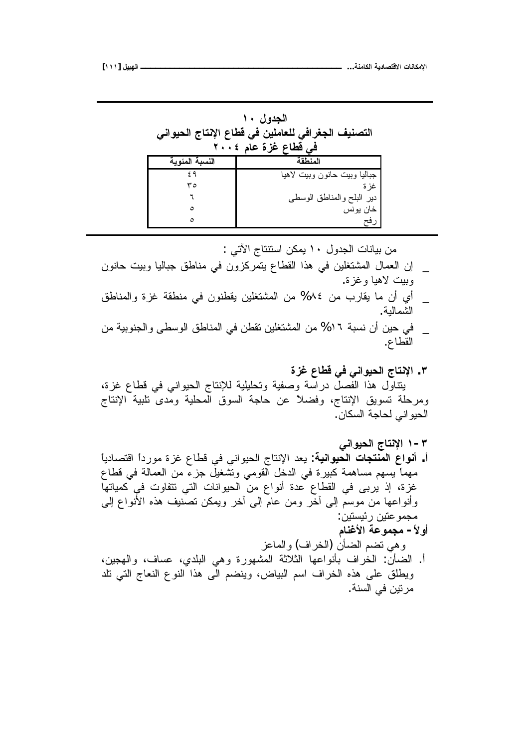**الجدول ١٠**
**التصنيف الجغرافي للعاملين في قطاع الإنتاج الحيواني في قطاع غزة عام ٢٠٠٤**

| المنطقة | النسبة المئوية |
| --- | --- |
| جباليا وبيت حانون وبيت لاهيا | ٤٩ |
| غزة | ٣٥ |
| دير البلح والمناطق الوسطى | ٦ |
| خان يونس | ٥ |
| رفح | ٥ |

من بيانات الجدول ١٠ يمكن استنتاج الآتي :

- إن العمال المشتغلين في هذا القطاع يتمركزون في مناطق جباليا وبيت حانون وبيت لاهيا وغزة.
- أي أن ما يقارب من ٨٤% من المشتغلين يقطنون في منطقة غزة والمناطق الشمالية.
- في حين أن نسبة ١٦% من المشتغلين تقطن في المناطق الوسطى والجنوبية من القطاع.

## ٣. الإنتاج الحيواني في قطاع غزة

يتناول هذا الفصل دراسة وصفية وتحليلية للإنتاج الحيواني في قطاع غزة، ومرحلة تسويق الإنتاج، وفضلاً عن حاجة السوق المحلية ومدى تلبية الإنتاج الحيواني لحاجة السكان.

### ٣-١ الإنتاج الحيواني

**أ. أنواع المنتجات الحيوانية:** يعد الإنتاج الحيواني في قطاع غزة مورداً اقتصادياً مهماً يسهم مساهمة كبيرة في الدخل القومي وتشغيل جزء من العمالة في قطاع غزة، إذ يربى في القطاع عدة أنواع من الحيوانات التي تتفاوت في كمياتها وأنواعها من موسم إلى آخر ومن عام إلى آخر ويمكن تصنيف هذه الأنواع إلى مجموعتين رئيستين:

**أولاً- مجموعة الأغنام**

وهي تضم الضأن (الخراف) والماعز

أ. الضأن: الخراف بأنواعها الثلاثة المشهورة وهي البلدي، عساف، والهجين، ويطلق على هذه الخراف اسم البياض، وينضم الى هذا النوع النعاج التي تلد مرتين في السنة.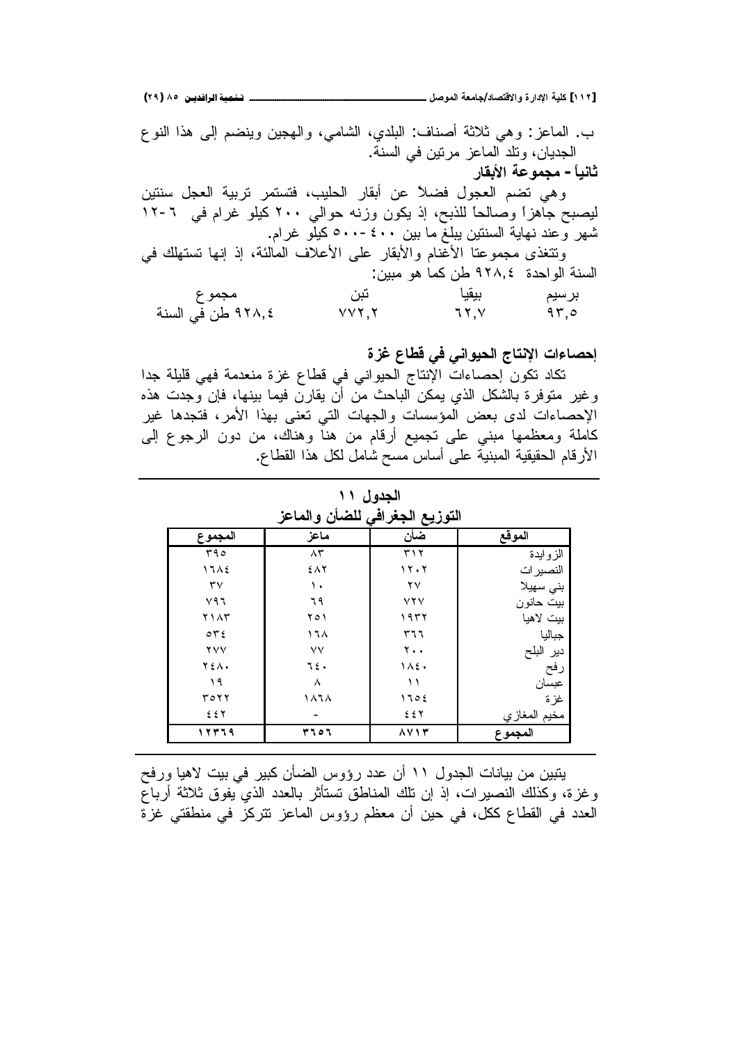ب. الماعز: وهي ثلاثة أصناف: البلدي، الشامي، والهجين وينضم إلى هذا النوع الجديان، وتلد الماعز مرتين في السنة.

**ثانياً - مجموعة الأبقار**

وهي تضم العجول فضلاً عن أبقار الحليب، فتستمر تربية العجل سنتين ليصبح جاهزاً وصالحاً للذبح، إذ يكون وزنه حوالي ٢٠٠ كيلو غرام في ٦-١٢ شهر وعند نهاية السنتين يبلغ ما بين ٤٠٠-٥٠٠ كيلو غرام.

وتتغذى مجموعتا الأغنام والأبقار على الأعلاف المالئة، إذ إنها تستهلك في السنة الواحدة ٩٢٨,٤ طن كما هو مبين:

| برسيم | بيقيا | تبن | مجموع |
|---|---|---|---|
| ٩٣,٥ | ٦٢,٧ | ٧٧٢,٢ | ٩٢٨,٤ طن في السنة |

**إحصاءات الإنتاج الحيواني في قطاع غزة**

تكاد تكون إحصاءات الإنتاج الحيواني في قطاع غزة منعدمة فهي قليلة جدا وغير متوفرة بالشكل الذي يمكن الباحث من أن يقارن فيما بينها، فإن وجدت هذه الإحصاءات لدى بعض المؤسسات والجهات التي تعنى بهذا الأمر، فتجدها غير كاملة ومعظمها مبني على تجميع أرقام من هنا وهناك، من دون الرجوع إلى الأرقام الحقيقية المبنية على أساس مسح شامل لكل هذا القطاع.

**الجدول ١١**

**التوزيع الجغرافي للضأن والماعز**

| الموقع | ضأن | ماعز | المجموع |
|---|---|---|---|
| الزوايدة | ٣١٢ | ٨٣ | ٣٩٥ |
| النصيرات | ١٢٠٢ | ٤٨٢ | ١٦٨٤ |
| بني سهيلا | ٢٧ | ١٠ | ٣٧ |
| بيت حانون | ٧٢٧ | ٦٩ | ٧٩٦ |
| بيت لاهيا | ١٩٣٢ | ٢٥١ | ٢١٨٣ |
| جباليا | ٣٦٦ | ١٦٨ | ٥٣٤ |
| دير البلح | ٢٠٠ | ٧٧ | ٢٧٧ |
| رفح | ١٨٤٠ | ٦٤٠ | ٢٤٨٠ |
| عبسان | ١١ | ٨ | ١٩ |
| غزة | ١٦٥٤ | ١٨٦٨ | ٣٥٢٢ |
| مخيم المغازي | ٤٤٢ | - | ٤٤٢ |
| **المجموع** | **٨٧١٣** | **٣٦٥٦** | **١٢٣٦٩** |

يتبين من بيانات الجدول ١١ أن عدد رؤوس الضأن كبير في بيت لاهيا ورفح وغزة، وكذلك النصيرات، إذ إن تلك المناطق تستأثر بالعدد الذي يفوق ثلاثة أرباع العدد في القطاع ككل، في حين أن معظم رؤوس الماعز تتركز في منطقتي غزة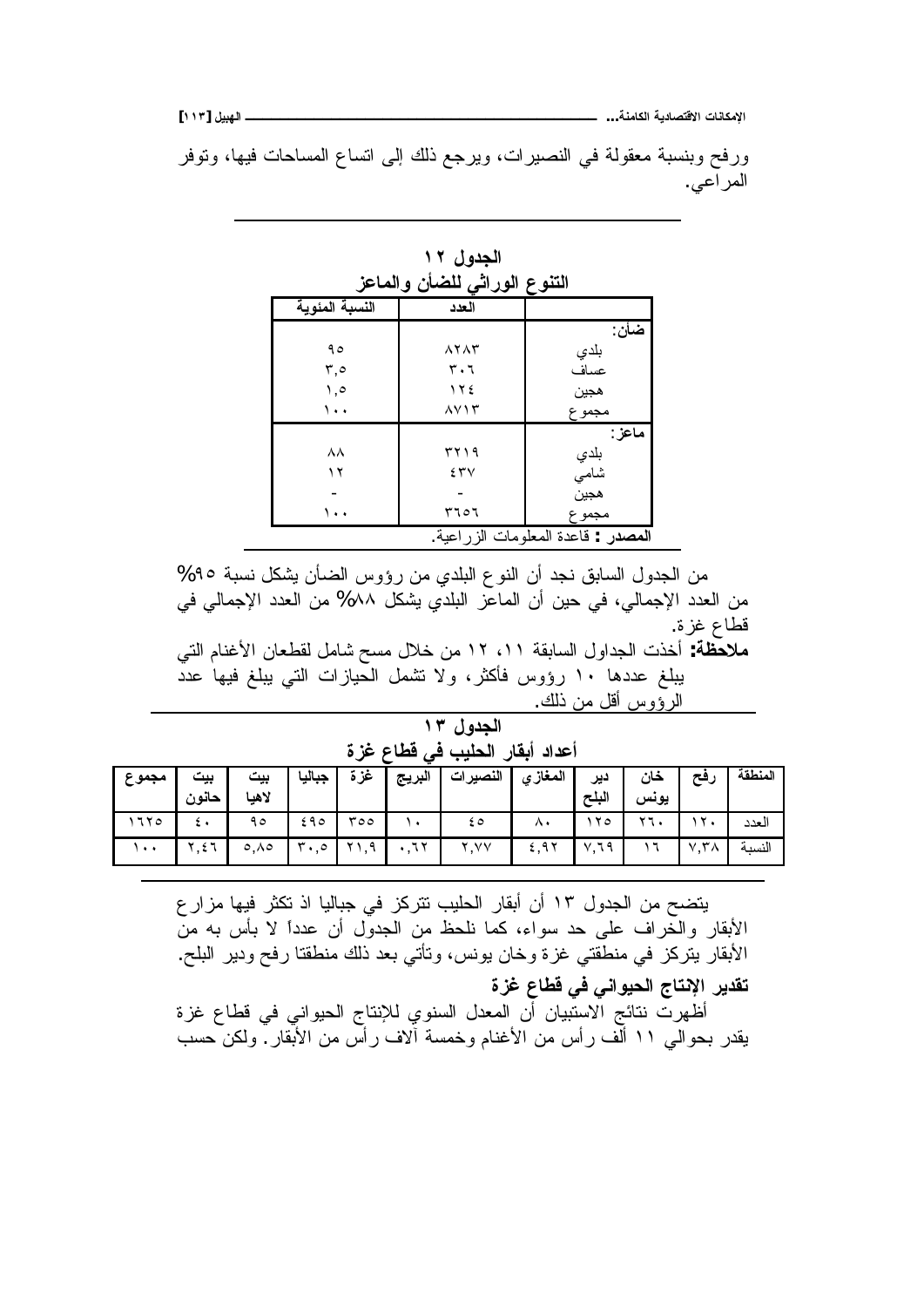ورفح وبنسبة معقولة في النصيرات، ويرجع ذلك إلى اتساع المساحات فيها، وتوفر المراعي.

**الجدول ١٢**
**التنوع الوراثي للضأن والماعز**

| | العدد | النسبة المئوية |
|---|---|---|
| **ضأن:** | | |
| بلدي | ٨٢٨٣ | ٩٥ |
| عساف | ٣٠٦ | ٣,٥ |
| هجين | ١٢٤ | ١,٥ |
| مجموع | ٨٧١٣ | ١٠٠ |
| **ماعز:** | | |
| بلدي | ٣٢١٩ | ٨٨ |
| شامي | ٤٣٧ | ١٢ |
| هجين | - | - |
| مجموع | ٣٦٥٦ | ١٠٠ |

**المصدر :** قاعدة المعلومات الزراعية.

من الجدول السابق نجد أن النوع البلدي من رؤوس الضأن يشكل نسبة ٩٥% من العدد الإجمالي، في حين أن الماعز البلدي يشكل ٨٨% من العدد الإجمالي في قطاع غزة.

**ملاحظة:** أخذت الجداول السابقة ١١، ١٢ من خلال مسح شامل لقطعان الأغنام التي يبلغ عددها ١٠ رؤوس فأكثر، ولا تشمل الحيازات التي يبلغ فيها عدد الرؤوس أقل من ذلك.

**الجدول ١٣**
**أعداد أبقار الحليب في قطاع غزة**

| المنطقة | رفح | خان يونس | دير البلح | المغازي | النصيرات | البريج | غزة | جباليا | بيت لاهيا | بيت حانون | مجموع |
|---|---|---|---|---|---|---|---|---|---|---|---|
| العدد | ١٢٠ | ٢٦٠ | ١٢٥ | ٨٠ | ٤٥ | ١٠ | ٣٥٥ | ٤٩٥ | ٩٥ | ٤٠ | ١٦٢٥ |
| النسبة | ٧,٣٨ | ١٦ | ٧,٦٩ | ٤,٩٢ | ٢,٧٧ | ٠,٦٢ | ٢١,٩ | ٣٠,٥ | ٥,٨٥ | ٢,٤٦ | ١٠٠ |

يتضح من الجدول ١٣ أن أبقار الحليب تتركز في جباليا اذ تكثر فيها مزارع الأبقار والخراف على حد سواء، كما نلحظ من الجدول أن عدداً لا بأس به من الأبقار يتركز في منطقتي غزة وخان يونس، وتأتي بعد ذلك منطقتا رفح ودير البلح.

### تقدير الإنتاج الحيواني في قطاع غزة

أظهرت نتائج الاستبيان أن المعدل السنوي للإنتاج الحيواني في قطاع غزة يقدر بحوالي ١١ ألف رأس من الأغنام وخمسة آلاف رأس من الأبقار. ولكن حسب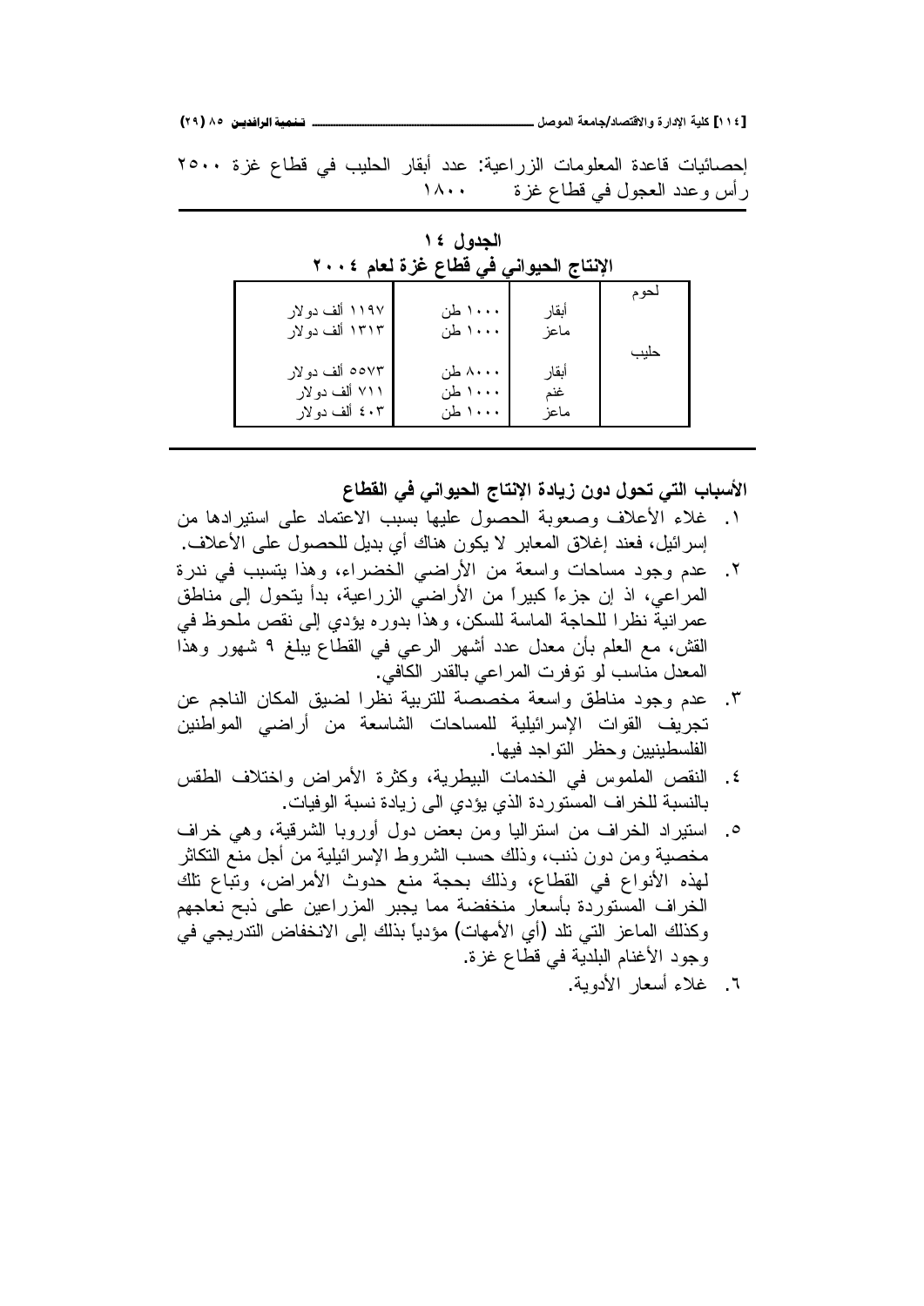إحصائيات قاعدة المعلومات الزراعية: عدد أبقار الحليب في قطاع غزة ٢٥٠٠ رأس وعدد العجول في قطاع غزة ١٨٠٠

**الجدول ١٤**
**الإنتاج الحيواني في قطاع غزة لعام ٢٠٠٤**

| | | | |
|---|---|---|---|
| لحوم | | | |
| | أبقار | ١٠٠٠ طن | ١١٩٧ ألف دولار |
| | ماعز | ١٠٠٠ طن | ١٣١٣ ألف دولار |
| حليب | | | |
| | أبقار | ٨٠٠٠ طن | ٥٥٧٣ ألف دولار |
| | غنم | ١٠٠٠ طن | ٧١١ ألف دولار |
| | ماعز | ١٠٠٠ طن | ٤٠٣ ألف دولار |

**الأسباب التي تحول دون زيادة الإنتاج الحيواني في القطاع**

١. غلاء الأعلاف وصعوبة الحصول عليها بسبب الاعتماد على استيرادها من إسرائيل، فعند إغلاق المعابر لا يكون هناك أي بديل للحصول على الأعلاف.
٢. عدم وجود مساحات واسعة من الأراضي الخضراء، وهذا يتسبب في ندرة المراعي، اذ إن جزءاً كبيراً من الأراضي الزراعية، بدأ يتحول إلى مناطق عمرانية نظرا للحاجة الماسة للسكن، وهذا بدوره يؤدي إلى نقص ملحوظ في القش، مع العلم بأن معدل عدد أشهر الرعي في القطاع يبلغ ٩ شهور وهذا المعدل مناسب لو توفرت المراعي بالقدر الكافي.
٣. عدم وجود مناطق واسعة مخصصة للتربية نظرا لضيق المكان الناجم عن تجريف القوات الإسرائيلية للمساحات الشاسعة من أراضي المواطنين الفلسطينيين وحظر التواجد فيها.
٤. النقص الملموس في الخدمات البيطرية، وكثرة الأمراض واختلاف الطقس بالنسبة للخراف المستوردة الذي يؤدي الى زيادة نسبة الوفيات.
٥. استيراد الخراف من استراليا ومن بعض دول أوروبا الشرقية، وهي خراف مخصية ومن دون ذنب، وذلك حسب الشروط الإسرائيلية من أجل منع التكاثر لهذه الأنواع في القطاع، وذلك بحجة منع حدوث الأمراض، وتباع تلك الخراف المستوردة بأسعار منخفضة مما يجبر المزراعين على ذبح نعاجهم وكذلك الماعز التي تلد (أي الأمهات) مؤدياً بذلك إلى الانخفاض التدريجي في وجود الأغنام البلدية في قطاع غزة.
٦. غلاء أسعار الأدوية.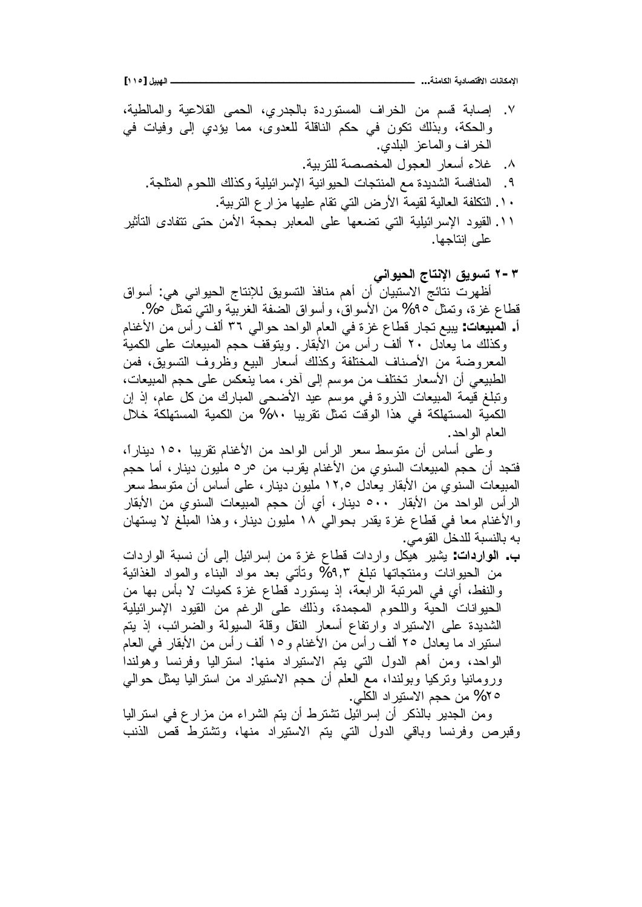٧. إصابة قسم من الخراف المستوردة بالجدري، الحمى القلاعية والمالطية، والحكة، وبذلك تكون في حكم الناقلة للعدوى، مما يؤدي إلى وفيات في الخراف والماعز البلدي.
٨. غلاء أسعار العجول المخصصة للتربية.
٩. المنافسة الشديدة مع المنتجات الحيوانية الإسرائيلية وكذلك اللحوم المثلجة.
١٠. التكلفة العالية لقيمة الأرض التي تقام عليها مزارع التربية.
١١. القيود الإسرائيلية التي تضعها على المعابر بحجة الأمن حتى تتفادى التأثير على إنتاجها.

### ٣-٢ تسويق الإنتاج الحيواني

أظهرت نتائج الاستبيان أن أهم منافذ التسويق للإنتاج الحيواني هي: أسواق قطاع غزة، وتمثل ٩٥% من الأسواق، وأسواق الضفة الغربية والتي تمثل ٥%.

**أ. المبيعات:** يبيع تجار قطاع غزة في العام الواحد حوالي ٣٦ ألف رأس من الأغنام وكذلك ما يعادل ٢٠ ألف رأس من الأبقار. ويتوقف حجم المبيعات على الكمية المعروضة من الأصناف المختلفة وكذلك أسعار البيع وظروف التسويق، فمن الطبيعي أن الأسعار تختلف من موسم إلى آخر، مما ينعكس على حجم المبيعات، وتبلغ قيمة المبيعات الذروة في موسم عيد الأضحى المبارك من كل عام، إذ إن الكمية المستهلكة في هذا الوقت تمثل تقريبا ٨٠% من الكمية المستهلكة خلال العام الواحد.

وعلى أساس أن متوسط سعر الرأس الواحد من الأغنام تقريبا ١٥٠ ديناراً، فتجد أن حجم المبيعات السنوي من الأغنام يقرب من ٥ر٥ مليون دينار، أما حجم المبيعات السنوي من الأبقار يعادل ١٢,٥ مليون دينار، على أساس أن متوسط سعر الرأس الواحد من الأبقار ٥٠٠ دينار، أي أن حجم المبيعات السنوي من الأبقار والأغنام معا في قطاع غزة يقدر بحوالي ١٨ مليون دينار، وهذا المبلغ لا يستهان به بالنسبة للدخل القومي.

**ب. الواردات:** يشير هيكل واردات قطاع غزة من إسرائيل إلى أن نسبة الواردات من الحيوانات ومنتجاتها تبلغ ٩,٣% وتأتي بعد مواد البناء والمواد الغذائية والنفط، أي في المرتبة الرابعة، إذ يستورد قطاع غزة كميات لا بأس بها من الحيوانات الحية واللحوم المجمدة، وذلك على الرغم من القيود الإسرائيلية الشديدة على الاستيراد وارتفاع أسعار النقل وقلة السيولة والضرائب، إذ يتم استيراد ما يعادل ٢٥ ألف رأس من الأغنام و١٥ ألف رأس من الأبقار في العام الواحد، ومن أهم الدول التي يتم الاستيراد منها: استراليا وفرنسا وهولندا ورومانيا وتركيا وبولندا، مع العلم أن حجم الاستيراد من استراليا يمثل حوالي ٢٥% من حجم الاستيراد الكلي.

ومن الجدير بالذكر أن إسرائيل تشترط أن يتم الشراء من مزارع في استراليا وقبرص وفرنسا وباقي الدول التي يتم الاستيراد منها، وتشترط قص الذنب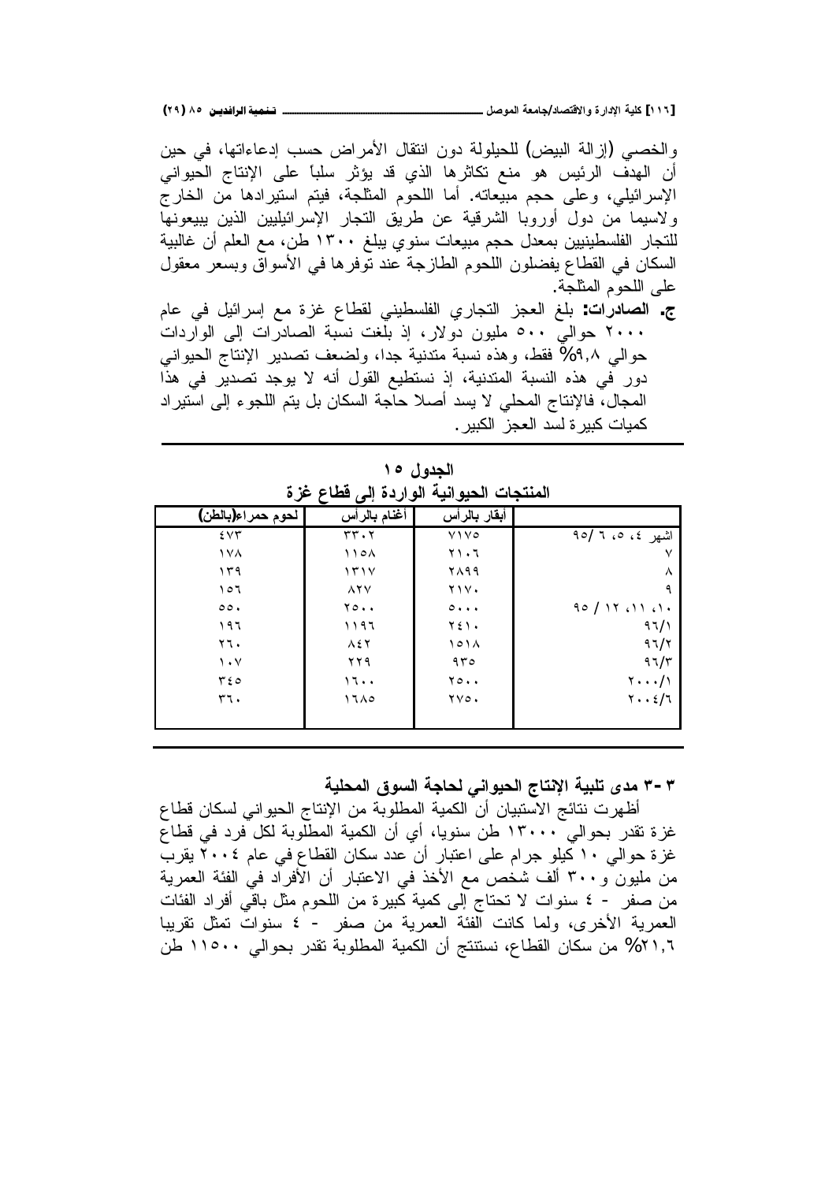والخصي (إزالة البيض) للحيلولة دون انتقال الأمراض حسب إدعاءاتها، في حين أن الهدف الرئيس هو منع تكاثرها الذي قد يؤثر سلباً على الإنتاج الحيواني الإسرائيلي، وعلى حجم مبيعاته. أما اللحوم المثلجة، فيتم استيرادها من الخارج ولاسيما من دول أوروبا الشرقية عن طريق التجار الإسرائيليين الذين يبيعونها للتجار الفلسطينيين بمعدل حجم مبيعات سنوي يبلغ ١٣٠٠ طن، مع العلم أن غالبية السكان في القطاع يفضلون اللحوم الطازجة عند توفرها في الأسواق وبسعر معقول على اللحوم المثلجة.

ج. **الصادرات:** بلغ العجز التجاري الفلسطيني لقطاع غزة مع إسرائيل في عام ٢٠٠٠ حوالي ٥٠٠ مليون دولار، إذ بلغت نسبة الصادرات إلى الواردات حوالي ٩,٨% فقط، وهذه نسبة متدنية جدا، ولضعف تصدير الإنتاج الحيواني دور في هذه النسبة المتدنية، إذ نستطيع القول أنه لا يوجد تصدير في هذا المجال، فالإنتاج المحلي لا يسد أصلا حاجة السكان بل يتم اللجوء إلى استيراد كميات كبيرة لسد العجز الكبير.

**الجدول ١٥**

**المنتجات الحيوانية الواردة إلى قطاع غزة**

| | أبقار بالرأس | أغنام بالرأس | لحوم حمراء(بالطن) |
|---|---|---|---|
| اشهر ٤، ٥، ٦ /٩٥ | ٧١٧٥ | ٣٣٠٢ | ٤٧٣ |
| ٧ | ٢١٠٦ | ١١٥٨ | ١٧٨ |
| ٨ | ٢٨٩٩ | ١٣١٧ | ١٣٩ |
| ٩ | ٢١٧٠ | ٨٢٧ | ١٥٦ |
| ١٠، ١١، ١٢ / ٩٥ | ٥٠٠٠ | ٢٥٠٠ | ٥٥٠ |
| ٩٦/١ | ٢٤١٠ | ١١٩٦ | ١٩٦ |
| ٩٦/٢ | ١٥١٨ | ٨٤٢ | ٢٦٠ |
| ٩٦/٣ | ٩٣٥ | ٢٢٩ | ١٠٧ |
| ٢٠٠٠/١ | ٢٥٠٠ | ١٦٠٠ | ٣٤٥ |
| ٢٠٠٤/٦ | ٢٧٥٠ | ١٦٨٥ | ٣٦٠ |

## ٣-٣ مدى تلبية الإنتاج الحيواني لحاجة السوق المحلية

أظهرت نتائج الاستبيان أن الكمية المطلوبة من الإنتاج الحيواني لسكان قطاع غزة تقدر بحوالي ١٣٠٠٠ طن سنويا، أي أن الكمية المطلوبة لكل فرد في قطاع غزة حوالي ١٠ كيلو جرام على اعتبار أن عدد سكان القطاع في عام ٢٠٠٤ يقرب من مليون و٣٠٠ ألف شخص مع الأخذ في الاعتبار أن الأفراد في الفئة العمرية من صفر - ٤ سنوات لا تحتاج إلى كمية كبيرة من اللحوم مثل باقي أفراد الفئات العمرية الأخرى، ولما كانت الفئة العمرية من صفر - ٤ سنوات تمثل تقريبا ٢١,٦% من سكان القطاع، نستنتج أن الكمية المطلوبة تقدر بحوالي ١١٥٠٠ طن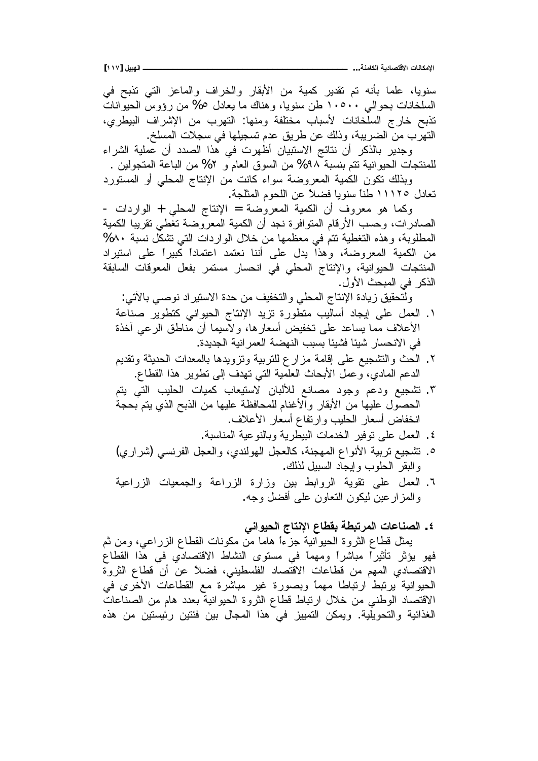سنويا، علما بأنه تم تقدير كمية من الأبقار والخراف والماعز التي تذبح في السلخانات بحوالي ١٠٥٠٠ طن سنويا، وهناك ما يعادل ٥% من رؤوس الحيوانات تذبح خارج السلخانات لأسباب مختلفة ومنها: التهرب من الإشراف البيطري، التهرب من الضريبة، وذلك عن طريق عدم تسجيلها في سجلات المسلخ.

وجدير بالذكر أن نتائج الاستبيان أظهرت في هذا الصدد أن عملية الشراء للمنتجات الحيوانية تتم بنسبة ٩٨% من السوق العام و ٢% من الباعة المتجولين .

وبذلك تكون الكمية المعروضة سواء كانت من الإنتاج المحلي أو المستورد تعادل ١١١٢٥ طناً سنويا فضلاً عن اللحوم المثلجة.

وكما هو معروف أن الكمية المعروضة = الإنتاج المحلي + الواردات - الصادرات، وحسب الأرقام المتوافرة نجد أن الكمية المعروضة تغطي تقريبا الكمية المطلوبة، وهذه التغطية تتم في معظمها من خلال الواردات التي تشكل نسبة ٨٠% من الكمية المعروضة، وهذا يدل على أننا نعتمد اعتماداً كبيراً على استيراد المنتجات الحيوانية، والإنتاج المحلي في انحسار مستمر بفعل المعوقات السابقة الذكر في المبحث الأول.

ولتحقيق زيادة الإنتاج المحلي والتخفيف من حدة الاستيراد نوصي بالآتي:

١. العمل على إيجاد أساليب متطورة تزيد الإنتاج الحيواني كتطوير صناعة الأعلاف مما يساعد على تخفيض أسعارها، ولاسيما أن مناطق الرعي آخذة في الانحسار شيئا فشيئا بسبب النهضة العمرانية الجديدة.
٢. الحث والتشجيع على إقامة مزارع للتربية وتزويدها بالمعدات الحديثة وتقديم الدعم المادي، وعمل الأبحاث العلمية التي تهدف إلى تطوير هذا القطاع.
٣. تشجيع ودعم وجود مصانع للألبان لاستيعاب كميات الحليب التي يتم الحصول عليها من الأبقار والأغنام للمحافظة عليها من الذبح الذي يتم بحجة انخفاض أسعار الحليب وارتفاع أسعار الأعلاف.
٤. العمل على توفير الخدمات البيطرية وبالنوعية المناسبة.
٥. تشجيع تربية الأنواع المهجنة، كالعجل الهولندي، والعجل الفرنسي (شراري) والبقر الحلوب وإيجاد السبيل لذلك.
٦. العمل على تقوية الروابط بين وزارة الزراعة والجمعيات الزراعية والمزارعين ليكون التعاون على أفضل وجه.

### ٤. الصناعات المرتبطة بقطاع الإنتاج الحيواني

يمثل قطاع الثروة الحيوانية جزءاً هاما من مكونات القطاع الزراعي، ومن ثم فهو يؤثر تأثيراً مباشراً ومهماً في مستوى النشاط الاقتصادي في هذا القطاع الاقتصادي المهم من قطاعات الاقتصاد الفلسطيني، فضلاً عن أن قطاع الثروة الحيوانية يرتبط ارتباطا مهماً وبصورة غير مباشرة مع القطاعات الأخرى في الاقتصاد الوطني من خلال ارتباط قطاع الثروة الحيوانية بعدد هام من الصناعات الغذائية والتحويلية. ويمكن التمييز في هذا المجال بين فئتين رئيستين من هذه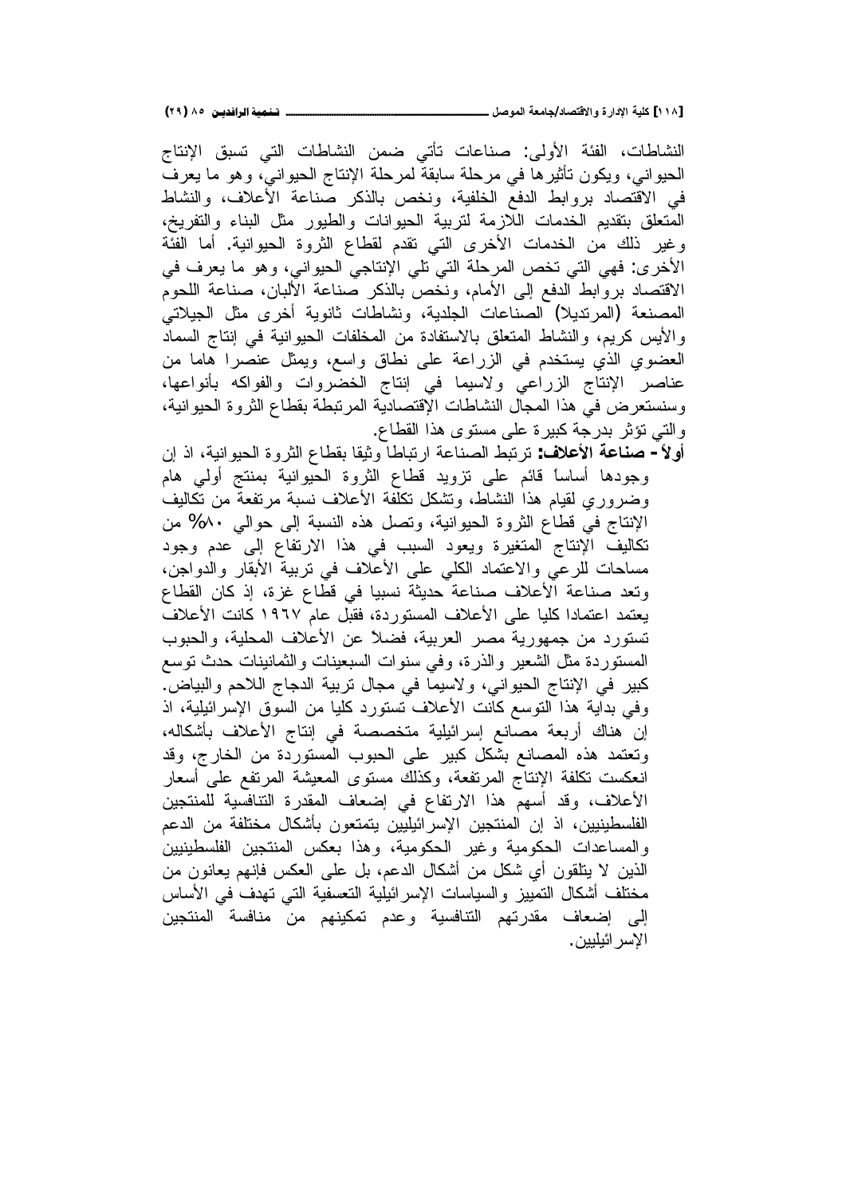النشاطات، الفئة الأولى: صناعات تأتي ضمن النشاطات التي تسبق الإنتاج الحيواني، ويكون تأثيرها في مرحلة سابقة لمرحلة الإنتاج الحيواني، وهو ما يعرف في الاقتصاد بروابط الدفع الخلفية، ونخص بالذكر صناعة الأعلاف، والنشاط المتعلق بتقديم الخدمات اللازمة لتربية الحيوانات والطيور مثل البناء والتفريخ، وغير ذلك من الخدمات الأخرى التي تقدم لقطاع الثروة الحيوانية. أما الفئة الأخرى: فهي التي تخص المرحلة التي تلي الإنتاجي الحيواني، وهو ما يعرف في الاقتصاد بروابط الدفع إلى الأمام، ونخص بالذكر صناعة الألبان، صناعة اللحوم المصنعة (المرتديلا) الصناعات الجلدية، ونشاطات ثانوية أخرى مثل الجيلاتي والأيس كريم، والنشاط المتعلق بالاستفادة من المخلفات الحيوانية في إنتاج السماد العضوي الذي يستخدم في الزراعة على نطاق واسع، ويمثل عنصرا هاما من عناصر الإنتاج الزراعي ولاسيما في إنتاج الخضروات والفواكه بأنواعها، وسنستعرض في هذا المجال النشاطات الإقتصادية المرتبطة بقطاع الثروة الحيوانية، والتي تؤثر بدرجة كبيرة على مستوى هذا القطاع.

**أولاً- صناعة الأعلاف:** ترتبط الصناعة ارتباطا وثيقا بقطاع الثروة الحيوانية، اذ إن وجودها أساساً قائم على تزويد قطاع الثروة الحيوانية بمنتج أولي هام وضروري لقيام هذا النشاط، وتشكل تكلفة الأعلاف نسبة مرتفعة من تكاليف الإنتاج في قطاع الثروة الحيوانية، وتصل هذه النسبة إلى حوالي ٨٠% من تكاليف الإنتاج المتغيرة ويعود السبب في هذا الارتفاع إلى عدم وجود مساحات للرعي والاعتماد الكلي على الأعلاف في تربية الأبقار والدواجن، وتعد صناعة الأعلاف صناعة حديثة نسبيا في قطاع غزة، إذ كان القطاع يعتمد اعتمادا كليا على الأعلاف المستوردة، فقبل عام ١٩٦٧ كانت الأعلاف تستورد من جمهورية مصر العربية، فضلاً عن الأعلاف المحلية، والحبوب المستوردة مثل الشعير والذرة، وفي سنوات السبعينات والثمانينات حدث توسع كبير في الإنتاج الحيواني، ولاسيما في مجال تربية الدجاج اللاحم والبياض. وفي بداية هذا التوسع كانت الأعلاف تستورد كليا من السوق الإسرائيلية، اذ إن هناك أربعة مصانع إسرائيلية متخصصة في إنتاج الأعلاف بأشكاله، وتعتمد هذه المصانع بشكل كبير على الحبوب المستوردة من الخارج، وقد انعكست تكلفة الإنتاج المرتفعة، وكذلك مستوى المعيشة المرتفع على أسعار الأعلاف، وقد أسهم هذا الارتفاع في إضعاف المقدرة التنافسية للمنتجين الفلسطينيين، اذ إن المنتجين الإسرائيليين يتمتعون بأشكال مختلفة من الدعم والمساعدات الحكومية وغير الحكومية، وهذا بعكس المنتجين الفلسطينيين الذين لا يتلقون أي شكل من أشكال الدعم، بل على العكس فإنهم يعانون من مختلف أشكال التمييز والسياسات الإسرائيلية التعسفية التي تهدف في الأساس إلى إضعاف مقدرتهم التنافسية وعدم تمكينهم من منافسة المنتجين الإسرائيليين.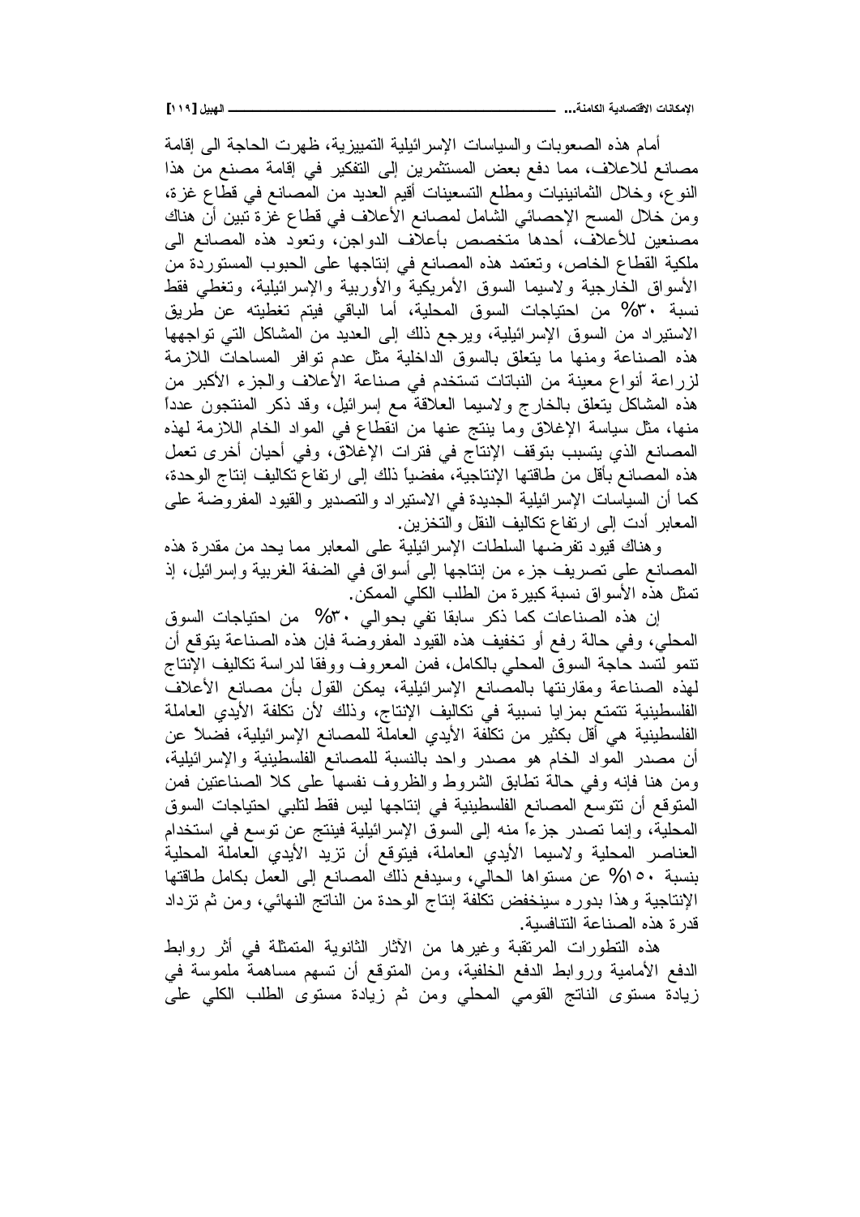أمام هذه الصعوبات والسياسات الإسرائيلية التمييزية، ظهرت الحاجة الى إقامة مصانع للاعلاف، مما دفع بعض المستثمرين إلى التفكير في إقامة مصنع من هذا النوع، وخلال الثمانينيات ومطلع التسعينات أقيم العديد من المصانع في قطاع غزة، ومن خلال المسح الإحصائي الشامل لمصانع الأعلاف في قطاع غزة تبين أن هناك مصنعين للأعلاف، أحدها متخصص بأعلاف الدواجن، وتعود هذه المصانع الى ملكية القطاع الخاص، وتعتمد هذه المصانع في إنتاجها على الحبوب المستوردة من الأسواق الخارجية ولاسيما السوق الأمريكية والأوربية والإسرائيلية، وتغطي فقط نسبة ٣٠% من احتياجات السوق المحلية، أما الباقي فيتم تغطيته عن طريق الاستيراد من السوق الإسرائيلية، ويرجع ذلك إلى العديد من المشاكل التي تواجهها هذه الصناعة ومنها ما يتعلق بالسوق الداخلية مثل عدم توافر المساحات اللازمة لزراعة أنواع معينة من النباتات تستخدم في صناعة الأعلاف والجزء الأكبر من هذه المشاكل يتعلق بالخارج ولاسيما العلاقة مع إسرائيل، وقد ذكر المنتجون عدداً منها، مثل سياسة الإغلاق وما ينتج عنها من انقطاع في المواد الخام اللازمة لهذه المصانع الذي يتسبب بتوقف الإنتاج في فترات الإغلاق، وفي أحيان أخرى تعمل هذه المصانع بأقل من طاقتها الإنتاجية، مفضياً ذلك إلى ارتفاع تكاليف إنتاج الوحدة، كما أن السياسات الإسرائيلية الجديدة في الاستيراد والتصدير والقيود المفروضة على المعابر أدت إلى ارتفاع تكاليف النقل والتخزين.

وهناك قيود تفرضها السلطات الإسرائيلية على المعابر مما يحد من مقدرة هذه المصانع على تصريف جزء من إنتاجها إلى أسواق في الضفة الغربية وإسرائيل، إذ تمثل هذه الأسواق نسبة كبيرة من الطلب الكلي الممكن.

إن هذه الصناعات كما ذكر سابقا تفي بحوالي ٣٠% من احتياجات السوق المحلي، وفي حالة رفع أو تخفيف هذه القيود المفروضة فإن هذه الصناعة يتوقع أن تنمو لتسد حاجة السوق المحلي بالكامل، فمن المعروف ووفقا لدراسة تكاليف الإنتاج لهذه الصناعة ومقارنتها بالمصانع الإسرائيلية، يمكن القول بأن مصانع الأعلاف الفلسطينية تتمتع بمزايا نسبية في تكاليف الإنتاج، وذلك لأن تكلفة الأيدي العاملة الفلسطينية هي أقل بكثير من تكلفة الأيدي العاملة للمصانع الإسرائيلية، فضلاً عن أن مصدر المواد الخام هو مصدر واحد بالنسبة للمصانع الفلسطينية والإسرائيلية، ومن هنا فإنه وفي حالة تطابق الشروط والظروف نفسها على كلا الصناعتين فمن المتوقع أن تتوسع المصانع الفلسطينية في إنتاجها ليس فقط لتلبي احتياجات السوق المحلية، وإنما تصدر جزءاً منه إلى السوق الإسرائيلية فينتج عن توسع في استخدام العناصر المحلية ولاسيما الأيدي العاملة، فيتوقع أن تزيد الأيدي العاملة المحلية بنسبة ١٥٠% عن مستواها الحالي، وسيدفع ذلك المصانع إلى العمل بكامل طاقتها الإنتاجية وهذا بدوره سينخفض تكلفة إنتاج الوحدة من الناتج النهائي، ومن ثم تزداد قدرة هذه الصناعة التنافسية.

هذه التطورات المرتقبة وغيرها من الآثار الثانوية المتمثلة في أثر روابط الدفع الأمامية وروابط الدفع الخلفية، ومن المتوقع أن تسهم مساهمة ملموسة في زيادة مستوى الناتج القومي المحلي ومن ثم زيادة مستوى الطلب الكلي على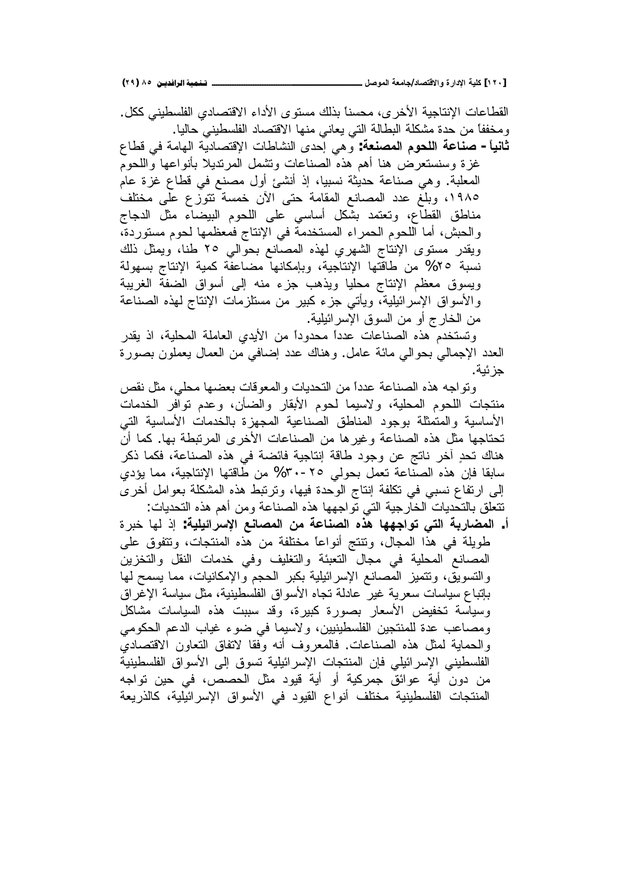القطاعات الإنتاجية الأخرى، محسناً بذلك مستوى الأداء الاقتصادي الفلسطيني ككل. ومخففاً من حدة مشكلة البطالة التي يعاني منها الاقتصاد الفلسطيني حاليا.

**ثانياً - صناعة اللحوم المصنعة:** وهي إحدى النشاطات الإقتصادية الهامة في قطاع غزة وسنستعرض هنا أهم هذه الصناعات وتشمل المرتديلا بأنواعها واللحوم المعلبة. وهي صناعة حديثة نسبيا، إذ أنشئ أول مصنع في قطاع غزة عام ١٩٨٥، وبلغ عدد المصانع المقامة حتى الآن خمسة تتوزع على مختلف مناطق القطاع، وتعتمد بشكل أساسي على اللحوم البيضاء مثل الدجاج والحبش، أما اللحوم الحمراء المستخدمة في الإنتاج فمعظمها لحوم مستوردة، ويقدر مستوى الإنتاج الشهري لهذه المصانع بحوالي ٢٥ طنا، ويمثل ذلك نسبة ٢٥% من طاقتها الإنتاجية، وبامكانها مضاعفة كمية الإنتاج بسهولة ويسوق معظم الإنتاج محليا ويذهب جزء منه إلى أسواق الضفة الغربية والأسواق الإسرائيلية، ويأتي جزء كبير من مستلزمات الإنتاج لهذه الصناعة من الخارج أو من السوق الإسرائيلية.

وتستخدم هذه الصناعات عدداً محدوداً من الأيدي العاملة المحلية، اذ يقدر العدد الإجمالي بحوالي مائة عامل. وهناك عدد إضافي من العمال يعملون بصورة جزئية.

وتواجه هذه الصناعة عدداً من التحديات والمعوقات بعضها محلي، مثل نقص منتجات اللحوم المحلية، ولاسيما لحوم الأبقار والضأن، وعدم توافر الخدمات الأساسية والمتمثلة بوجود المناطق الصناعية المجهزة بالخدمات الأساسية التي تحتاجها مثل هذه الصناعة وغيرها من الصناعات الأخرى المرتبطة بها. كما أن هناك تحدٍ آخر ناتج عن وجود طاقة إنتاجية فائضة في هذه الصناعة، فكما ذكر سابقا فإن هذه الصناعة تعمل بحوالي ٢٥-٣٠% من طاقتها الإنتاجية، مما يؤدي إلى ارتفاع نسبي في تكلفة إنتاج الوحدة فيها، وترتبط هذه المشكلة بعوامل أخرى تتعلق بالتحديات الخارجية التي تواجهها هذه الصناعة ومن أهم هذه التحديات:

**أ. المضاربة التي تواجهها هذه الصناعة من المصانع الإسرائيلية:** إذ لها خبرة طويلة في هذا المجال، وتنتج أنواعاً مختلفة من هذه المنتجات، وتتفوق على المصانع المحلية في مجال التعبئة والتغليف وفي خدمات النقل والتخزين والتسويق، وتتميز المصانع الإسرائيلية بكبر الحجم والإمكانيات، مما يسمح لها بإتباع سياسات سعرية غير عادلة تجاه الأسواق الفلسطينية، مثل سياسة الإغراق وسياسة تخفيض الأسعار بصورة كبيرة، وقد سببت هذه السياسات مشاكل ومصاعب عدة للمنتجين الفلسطينيين، ولاسيما في ضوء غياب الدعم الحكومي والحماية لمثل هذه الصناعات. فالمعروف أنه وفقا لاتفاق التعاون الاقتصادي الفلسطيني الإسرائيلي فإن المنتجات الإسرائيلية تسوق إلى الأسواق الفلسطينية من دون أية عوائق جمركية أو أية قيود مثل الحصص، في حين تواجه المنتجات الفلسطينية مختلف أنواع القيود في الأسواق الإسرائيلية، كالذريعة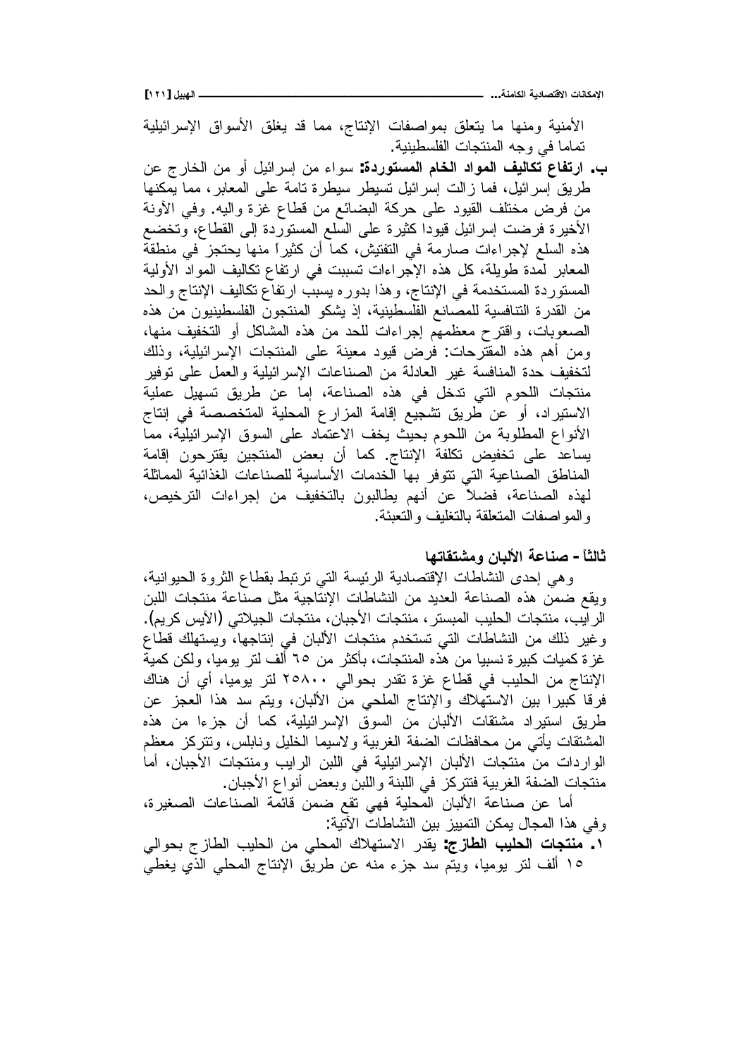الأمنية ومنها ما يتعلق بمواصفات الإنتاج، مما قد يغلق الأسواق الإسرائيلية تماما في وجه المنتجات الفلسطينية.

**ب. ارتفاع تكاليف المواد الخام المستوردة:** سواء من إسرائيل أو من الخارج عن طريق إسرائيل، فما زالت إسرائيل تسيطر سيطرة تامة على المعابر، مما يمكنها من فرض مختلف القيود على حركة البضائع من قطاع غزة واليه. وفي الأونة الأخيرة فرضت إسرائيل قيودا كثيرة على السلع المستوردة إلى القطاع، وتخضع هذه السلع لإجراءات صارمة في التفتيش، كما أن كثيراً منها يحتجز في منطقة المعابر لمدة طويلة، كل هذه الإجراءات تسببت في ارتفاع تكاليف المواد الأولية المستوردة المستخدمة في الإنتاج، وهذا بدوره يسبب ارتفاع تكاليف الإنتاج والحد من القدرة التنافسية للمصانع الفلسطينية، إذ يشكو المنتجون الفلسطينيون من هذه الصعوبات، واقترح معظمهم إجراءات للحد من هذه المشاكل أو التخفيف منها، ومن أهم هذه المقترحات: فرض قيود معينة على المنتجات الإسرائيلية، وذلك لتخفيف حدة المنافسة غير العادلة من الصناعات الإسرائيلية والعمل على توفير منتجات اللحوم التي تدخل في هذه الصناعة، إما عن طريق تسهيل عملية الاستيراد، أو عن طريق تشجيع إقامة المزارع المحلية المتخصصة في إنتاج الأنواع المطلوبة من اللحوم بحيث يخف الاعتماد على السوق الإسرائيلية، مما يساعد على تخفيض تكلفة الإنتاج. كما أن بعض المنتجين يقترحون إقامة المناطق الصناعية التي تتوفر بها الخدمات الأساسية للصناعات الغذائية المماثلة لهذه الصناعة، فضلاً عن أنهم يطالبون بالتخفيف من إجراءات الترخيص، والمواصفات المتعلقة بالتغليف والتعبئة.

### ثالثاً - صناعة الألبان ومشتقاتها

وهي إحدى النشاطات الإقتصادية الرئيسة التي ترتبط بقطاع الثروة الحيوانية، ويقع ضمن هذه الصناعة العديد من النشاطات الإنتاجية مثل صناعة منتجات اللبن الرايب، منتجات الحليب المبستر، منتجات الأجبان، منتجات الجيلاتي (الآيس كريم). وغير ذلك من النشاطات التي تستخدم منتجات الألبان في إنتاجها، ويستهلك قطاع غزة كميات كبيرة نسبيا من هذه المنتجات، بأكثر من ٦٥ ألف لتر يوميا، ولكن كمية الإنتاج من الحليب في قطاع غزة تقدر بحوالي ٢٥٨٠٠ لتر يوميا، أي أن هناك فرقا كبيرا بين الاستهلاك والإنتاج الملحي من الألبان، ويتم سد هذا العجز عن طريق استيراد مشتقات الألبان من السوق الإسرائيلية، كما أن جزءا من هذه المشتقات يأتي من محافظات الضفة الغربية ولاسيما الخليل ونابلس، وتتركز معظم الواردات من منتجات الألبان الإسرائيلية في اللبن الرايب ومنتجات الأجبان، أما منتجات الضفة الغربية فتتركز في اللبنة واللبن وبعض أنواع الأجبان.

أما عن صناعة الألبان المحلية فهي تقع ضمن قائمة الصناعات الصغيرة، وفي هذا المجال يمكن التمييز بين النشاطات الآتية:

١. **منتجات الحليب الطازج:** يقدر الاستهلاك المحلي من الحليب الطازج بحوالي ١٥ ألف لتر يوميا، ويتم سد جزء منه عن طريق الإنتاج المحلي الذي يغطي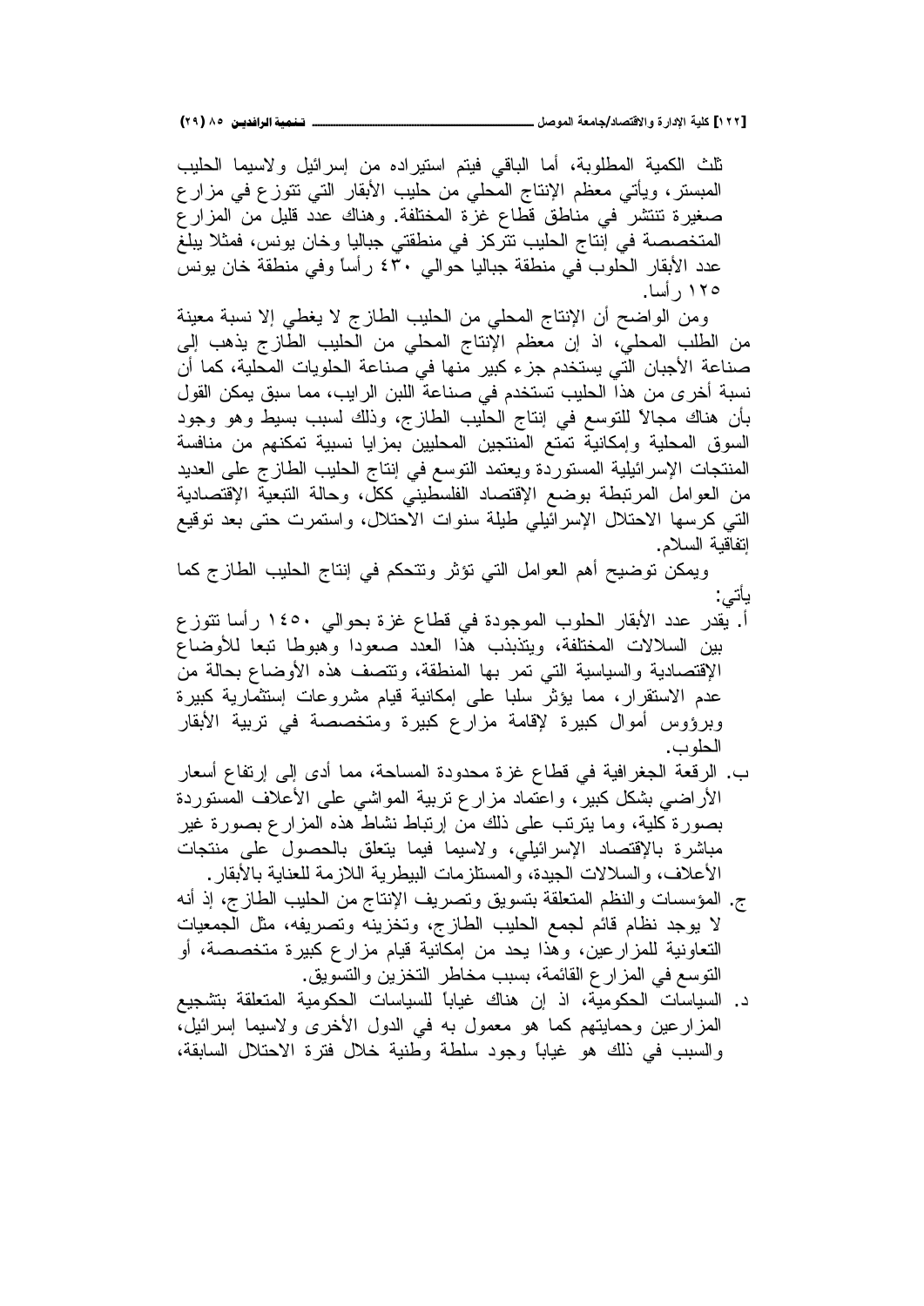ثلث الكمية المطلوبة، أما الباقي فيتم استيراده من إسرائيل ولاسيما الحليب المبستر، ويأتي معظم الإنتاج المحلي من حليب الأبقار التي تتوزع في مزارع صغيرة تنتشر في مناطق قطاع غزة المختلفة. وهناك عدد قليل من المزارع المتخصصة في إنتاج الحليب تتركز في منطقتي جباليا وخان يونس، فمثلا يبلغ عدد الأبقار الحلوب في منطقة جباليا حوالي ٤٣٠ رأساً وفي منطقة خان يونس ١٢٥ رأسا.

ومن الواضح أن الإنتاج المحلي من الحليب الطازج لا يغطي إلا نسبة معينة من الطلب المحلي، اذ إن معظم الإنتاج المحلي من الحليب الطازج يذهب إلى صناعة الأجبان التي يستخدم جزء كبير منها في صناعة الحلويات المحلية، كما أن نسبة أخرى من هذا الحليب تستخدم في صناعة اللبن الرايب، مما سبق يمكن القول بأن هناك مجالاً للتوسع في إنتاج الحليب الطازج، وذلك لسبب بسيط وهو وجود السوق المحلية وإمكانية تمتع المنتجين المحليين بمزايا نسبية تمكنهم من منافسة المنتجات الإسرائيلية المستوردة ويعتمد التوسع في إنتاج الحليب الطازج على العديد من العوامل المرتبطة بوضع الإقتصاد الفلسطيني ككل، وحالة التبعية الإقتصادية التي كرسها الاحتلال الإسرائيلي طيلة سنوات الاحتلال، واستمرت حتى بعد توقيع إتفاقية السلام.

ويمكن توضيح أهم العوامل التي تؤثر وتتحكم في إنتاج الحليب الطازج كما يأتي:

أ. يقدر عدد الأبقار الحلوب الموجودة في قطاع غزة بحوالي ١٤٥٠ رأسا تتوزع بين السلالات المختلفة، ويتذبذب هذا العدد صعودا وهبوطا تبعا للأوضاع الإقتصادية والسياسية التي تمر بها المنطقة، وتتصف هذه الأوضاع بحالة من عدم الاستقرار، مما يؤثر سلبا على إمكانية قيام مشروعات إستثمارية كبيرة وبرؤوس أموال كبيرة لإقامة مزارع كبيرة ومتخصصة في تربية الأبقار الحلوب.

ب. الرقعة الجغرافية في قطاع غزة محدودة المساحة، مما أدى إلى إرتفاع أسعار الأراضي بشكل كبير، واعتماد مزارع تربية المواشي على الأعلاف المستوردة بصورة كلية، وما يترتب على ذلك من إرتباط نشاط هذه المزارع بصورة غير مباشرة بالإقتصاد الإسرائيلي، ولاسيما فيما يتعلق بالحصول على منتجات الأعلاف، والسلالات الجيدة، والمستلزمات البيطرية اللازمة للعناية بالأبقار.

ج. المؤسسات والنظم المتعلقة بتسويق وتصريف الإنتاج من الحليب الطازج، إذ أنه لا يوجد نظام قائم لجمع الحليب الطازج، وتخزينه وتصريفه، مثل الجمعيات التعاونية للمزارعين، وهذا يحد من إمكانية قيام مزارع كبيرة متخصصة، أو التوسع في المزارع القائمة، بسبب مخاطر التخزين والتسويق.

د. السياسات الحكومية، اذ إن هناك غياباً للسياسات الحكومية المتعلقة بتشجيع المزارعين وحمايتهم كما هو معمول به في الدول الأخرى ولاسيما إسرائيل، والسبب في ذلك هو غياباً وجود سلطة وطنية خلال فترة الاحتلال السابقة،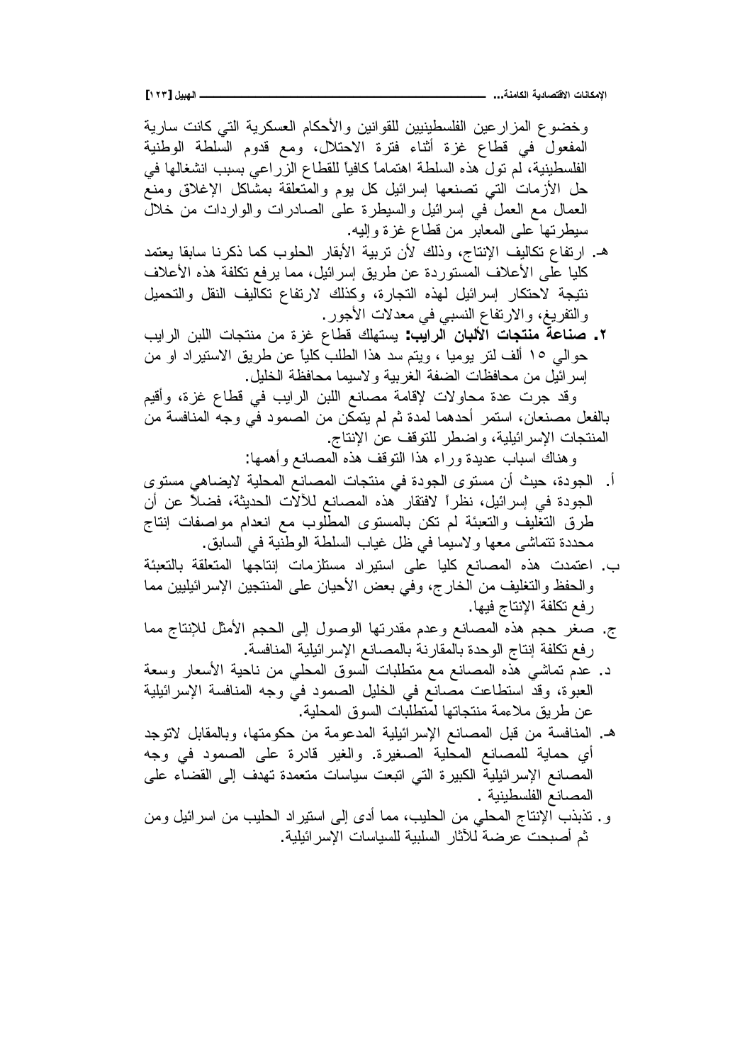وخضوع المزارعين الفلسطينيين للقوانين والأحكام العسكرية التي كانت سارية المفعول في قطاع غزة أثناء فترة الاحتلال، ومع قدوم السلطة الوطنية الفلسطينية، لم تول هذه السلطة اهتماماً كافياً للقطاع الزراعي بسبب انشغالها في حل الأزمات التي تصنعها إسرائيل كل يوم والمتعلقة بمشاكل الإغلاق ومنع العمال مع العمل في إسرائيل والسيطرة على الصادرات والواردات من خلال سيطرتها على المعابر من قطاع غزة وإليه.

هـ. ارتفاع تكاليف الإنتاج، وذلك لأن تربية الأبقار الحلوب كما ذكرنا سابقا يعتمد كليا على الأعلاف المستوردة عن طريق إسرائيل، مما يرفع تكلفة هذه الأعلاف نتيجة لاحتكار إسرائيل لهذه التجارة، وكذلك لارتفاع تكاليف النقل والتحميل والتفريغ، والارتفاع النسبي في معدلات الأجور.

٢. **صناعة منتجات الألبان الرايب:** يستهلك قطاع غزة من منتجات اللبن الرايب حوالي ١٥ ألف لتر يوميا ، ويتم سد هذا الطلب كلياً عن طريق الاستيراد او من إسرائيل من محافظات الضفة الغربية ولاسيما محافظة الخليل.

وقد جرت عدة محاولات لإقامة مصانع اللبن الرايب في قطاع غزة، وأقيم بالفعل مصنعان، استمر أحدهما لمدة ثم لم يتمكن من الصمود في وجه المنافسة من المنتجات الإسرائيلية، واضطر للتوقف عن الإنتاج.

وهناك اسباب عديدة وراء هذا التوقف هذه المصانع وأهمها:

أ. الجودة، حيث أن مستوى الجودة في منتجات المصانع المحلية لايضاهي مستوى الجودة في إسرائيل، نظراً لافتقار هذه المصانع للآلات الحديثة، فضلاً عن أن طرق التغليف والتعبئة لم تكن بالمستوى المطلوب مع انعدام مواصفات إنتاج محددة تتماشى معها ولاسيما في ظل غياب السلطة الوطنية في السابق.

ب. اعتمدت هذه المصانع كليا على استيراد مستلزمات إنتاجها المتعلقة بالتعبئة والحفظ والتغليف من الخارج، وفي بعض الأحيان على المنتجين الإسرائيليين مما رفع تكلفة الإنتاج فيها.

ج. صغر حجم هذه المصانع وعدم مقدرتها الوصول إلى الحجم الأمثل للإنتاج مما رفع تكلفة إنتاج الوحدة بالمقارنة بالمصانع الإسرائيلية المنافسة.

د. عدم تماشي هذه المصانع مع متطلبات السوق المحلي من ناحية الأسعار وسعة العبوة، وقد استطاعت مصانع في الخليل الصمود في وجه المنافسة الإسرائيلية عن طريق ملاءمة منتجاتها لمتطلبات السوق المحلية.

هـ. المنافسة من قبل المصانع الإسرائيلية المدعومة من حكومتها، وبالمقابل لاتوجد أي حماية للمصانع المحلية الصغيرة. والغير قادرة على الصمود في وجه المصانع الإسرائيلية الكبيرة التي اتبعت سياسات متعمدة تهدف إلى القضاء على المصانع الفلسطينية .

و. تذبذب الإنتاج المحلي من الحليب، مما أدى إلى استيراد الحليب من اسرائيل ومن ثم أصبحت عرضة للآثار السلبية للسياسات الإسرائيلية.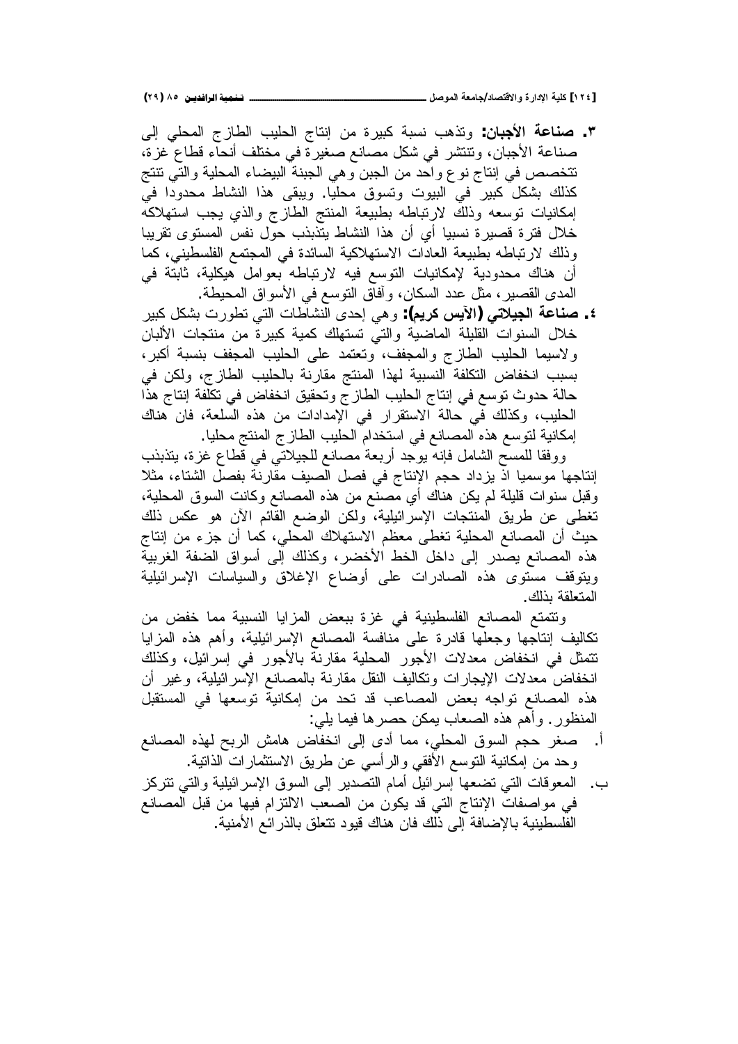٣. **صناعة الأجبان:** وتذهب نسبة كبيرة من إنتاج الحليب الطازج المحلي إلى صناعة الأجبان، وتنتشر في شكل مصانع صغيرة في مختلف أنحاء قطاع غزة، تتخصص في إنتاج نوع واحد من الجبن وهي الجبنة البيضاء المحلية والتي تنتج كذلك بشكل كبير في البيوت وتسوق محليا. ويبقى هذا النشاط محدودا في إمكانيات توسعه وذلك لارتباطه بطبيعة المنتج الطازج والذي يجب استهلاكه خلال فترة قصيرة نسبيا أي أن هذا النشاط يتذبذب حول نفس المستوى تقريبا وذلك لارتباطه بطبيعة العادات الاستهلاكية السائدة في المجتمع الفلسطيني، كما أن هناك محدودية لإمكانيات التوسع فيه لارتباطه بعوامل هيكلية، ثابتة في المدى القصير، مثل عدد السكان، وآفاق التوسع في الأسواق المحيطة.

٤. **صناعة الجيلاتي (الآيس كريم):** وهي إحدى النشاطات التي تطورت بشكل كبير خلال السنوات القليلة الماضية والتي تستهلك كمية كبيرة من منتجات الألبان ولاسيما الحليب الطازج والمجفف، وتعتمد على الحليب المجفف بنسبة أكبر، بسبب انخفاض التكلفة النسبية لهذا المنتج مقارنة بالحليب الطازج، ولكن في حالة حدوث توسع في إنتاج الحليب الطازج وتحقيق انخفاض في تكلفة إنتاج هذا الحليب، وكذلك في حالة الاستقرار في الإمدادات من هذه السلعة، فان هناك إمكانية لتوسع هذه المصانع في استخدام الحليب الطازج المنتج محليا.

ووفقا للمسح الشامل فإنه يوجد أربعة مصانع للجيلاتي في قطاع غزة، يتذبذب إنتاجها موسميا اذ يزداد حجم الإنتاج في فصل الصيف مقارنة بفصل الشتاء، مثلا وقبل سنوات قليلة لم يكن هناك أي مصنع من هذه المصانع وكانت السوق المحلية، تغطى عن طريق المنتجات الإسرائيلية، ولكن الوضع القائم الآن هو عكس ذلك حيث أن المصانع المحلية تغطي معظم الاستهلاك المحلي، كما أن جزء من إنتاج هذه المصانع يصدر إلى داخل الخط الأخضر، وكذلك إلى أسواق الضفة الغربية ويتوقف مستوى هذه الصادرات على أوضاع الإغلاق والسياسات الإسرائيلية المتعلقة بذلك.

وتتمتع المصانع الفلسطينية في غزة ببعض المزايا النسبية مما خفض من تكاليف إنتاجها وجعلها قادرة على منافسة المصانع الإسرائيلية، وأهم هذه المزايا تتمثل في انخفاض معدلات الأجور المحلية مقارنة بالأجور في إسرائيل، وكذلك انخفاض معدلات الإيجارات وتكاليف النقل مقارنة بالمصانع الإسرائيلية، وغير أن هذه المصانع تواجه بعض المصاعب قد تحد من إمكانية توسعها في المستقبل المنظور. وأهم هذه الصعاب يمكن حصرها فيما يلي:

أ. صغر حجم السوق المحلي، مما أدى إلى انخفاض هامش الربح لهذه المصانع وحد من إمكانية التوسع الأفقي والرأسي عن طريق الاستثمارات الذاتية.

ب. المعوقات التي تضعها إسرائيل أمام التصدير إلى السوق الإسرائيلية والتي تتركز في مواصفات الإنتاج التي قد يكون من الصعب الالتزام فيها من قبل المصانع الفلسطينية بالإضافة إلى ذلك فان هناك قيود تتعلق بالذرائع الأمنية.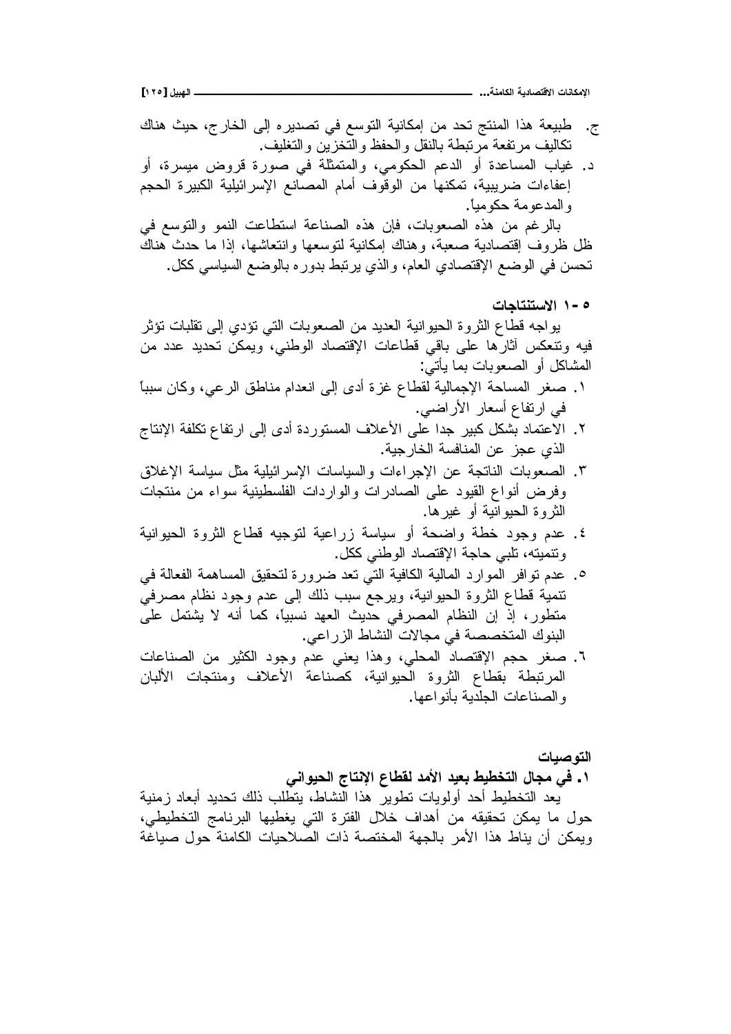ج. طبيعة هذا المنتج تحد من إمكانية التوسع في تصديره إلى الخارج، حيث هناك تكاليف مرتفعة مرتبطة بالنقل والحفظ والتخزين والتغليف.

د. غياب المساعدة أو الدعم الحكومي، والمتمثلة في صورة قروض ميسرة، أو إعفاءات ضريبية، تمكنها من الوقوف أمام المصانع الإسرائيلية الكبيرة الحجم والمدعومة حكومياً.

بالرغم من هذه الصعوبات، فإن هذه الصناعة استطاعت النمو والتوسع في ظل ظروف إقتصادية صعبة، وهناك إمكانية لتوسعها وانتعاشها، إذا ما حدث هناك تحسن في الوضع الإقتصادي العام، والذي يرتبط بدوره بالوضع السياسي ككل.

### ٥ - ١ الاستنتاجات

يواجه قطاع الثروة الحيوانية العديد من الصعوبات التي تؤدي إلى تقلبات تؤثر فيه وتنعكس آثارها على باقي قطاعات الإقتصاد الوطني، ويمكن تحديد عدد من المشاكل أو الصعوبات بما يأتي:

١. صغر المساحة الإجمالية لقطاع غزة أدى إلى انعدام مناطق الرعي، وكان سبباً في ارتفاع أسعار الأراضي.
٢. الاعتماد بشكل كبير جدا على الأعلاف المستوردة أدى إلى ارتفاع تكلفة الإنتاج الذي عجز عن المنافسة الخارجية.
٣. الصعوبات الناتجة عن الإجراءات والسياسات الإسرائيلية مثل سياسة الإغلاق وفرض أنواع القيود على الصادرات والواردات الفلسطينية سواء من منتجات الثروة الحيوانية أو غيرها.
٤. عدم وجود خطة واضحة أو سياسة زراعية لتوجيه قطاع الثروة الحيوانية وتنميته، تلبي حاجة الإقتصاد الوطني ككل.
٥. عدم توافر الموارد المالية الكافية التي تعد ضرورة لتحقيق المساهمة الفعالة في تنمية قطاع الثروة الحيوانية، ويرجع سبب ذلك إلى عدم وجود نظام مصرفي متطور، إذ إن النظام المصرفي حديث العهد نسبياً، كما أنه لا يشتمل على البنوك المتخصصة في مجالات النشاط الزراعي.
٦. صغر حجم الإقتصاد المحلي، وهذا يعني عدم وجود الكثير من الصناعات المرتبطة بقطاع الثروة الحيوانية، كصناعة الأعلاف ومنتجات الألبان والصناعات الجلدية بأنواعها.

### التوصيات

#### ١. في مجال التخطيط بعيد الأمد لقطاع الإنتاج الحيواني

يعد التخطيط أحد أولويات تطوير هذا النشاط، يتطلب ذلك تحديد أبعاد زمنية حول ما يمكن تحقيقه من أهداف خلال الفترة التي يغطيها البرنامج التخطيطي، ويمكن أن يناط هذا الأمر بالجهة المختصة ذات الصلاحيات الكامنة حول صياغة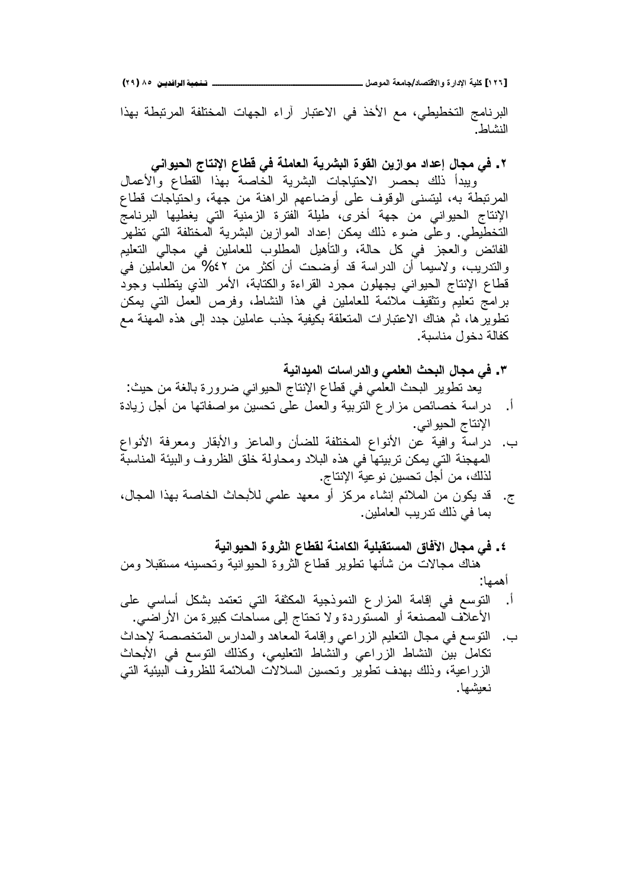البرنامج التخطيطي، مع الأخذ في الاعتبار آراء الجهات المختلفة المرتبطة بهذا النشاط.

**٢. في مجال إعداد موازين القوة البشرية العاملة في قطاع الإنتاج الحيواني**

ويبدأ ذلك بحصر الاحتياجات البشرية الخاصة بهذا القطاع والأعمال المرتبطة به، ليتسنى الوقوف على أوضاعهم الراهنة من جهة، واحتياجات قطاع الإنتاج الحيواني من جهة أخرى، طيلة الفترة الزمنية التي يغطيها البرنامج التخطيطي. وعلى ضوء ذلك يمكن إعداد الموازين البشرية المختلفة التي تظهر الفائض والعجز في كل حالة، والتأهيل المطلوب للعاملين في مجالي التعليم والتدريب، ولاسيما أن الدراسة قد أوضحت أن أكثر من ٤٢% من العاملين في قطاع الإنتاج الحيواني يجهلون مجرد القراءة والكتابة، الأمر الذي يتطلب وجود برامج تعليم وتثقيف ملائمة للعاملين في هذا النشاط، وفرص العمل التي يمكن تطويرها، ثم هناك الاعتبارات المتعلقة بكيفية جذب عاملين جدد إلى هذه المهنة مع كفالة دخول مناسبة.

**٣. في مجال البحث العلمي والدراسات الميدانية**

يعد تطوير البحث العلمي في قطاع الإنتاج الحيواني ضرورة بالغة من حيث:

أ. دراسة خصائص مزارع التربية والعمل على تحسين مواصفاتها من أجل زيادة الإنتاج الحيواني.

ب. دراسة وافية عن الأنواع المختلفة للضأن والماعز والأبقار ومعرفة الأنواع المهجنة التي يمكن تربيتها في هذه البلاد ومحاولة خلق الظروف والبيئة المناسبة لذلك، من أجل تحسين نوعية الإنتاج.

ج. قد يكون من الملائم إنشاء مركز أو معهد علمي للأبحاث الخاصة بهذا المجال، بما في ذلك تدريب العاملين.

**٤. في مجال الآفاق المستقبلية الكامنة لقطاع الثروة الحيوانية**

هناك مجالات من شأنها تطوير قطاع الثروة الحيوانية وتحسينه مستقبلا ومن أهمها:

أ. التوسع في إقامة المزارع النموذجية المكثفة التي تعتمد بشكل أساسي على الأعلاف المصنعة أو المستوردة ولا تحتاج إلى مساحات كبيرة من الأراضي.

ب. التوسع في مجال التعليم الزراعي وإقامة المعاهد والمدارس المتخصصة لإحداث تكامل بين النشاط الزراعي والنشاط التعليمي، وكذلك التوسع في الأبحاث الزراعية، وذلك بهدف تطوير وتحسين السلالات الملائمة للظروف البيئية التي نعيشها.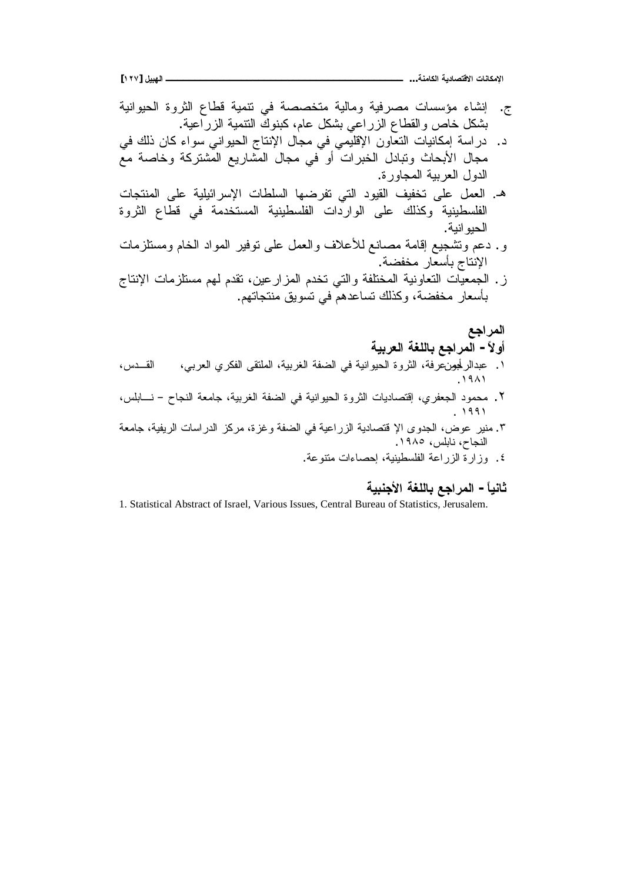ج. إنشاء مؤسسات مصرفية ومالية متخصصة في تنمية قطاع الثروة الحيوانية بشكل خاص والقطاع الزراعي بشكل عام، كبنوك التنمية الزراعية.

د. دراسة إمكانيات التعاون الإقليمي في مجال الإنتاج الحيواني سواء كان ذلك في مجال الأبحاث وتبادل الخبرات أو في مجال المشاريع المشتركة وخاصة مع الدول العربية المجاورة.

هـ. العمل على تخفيف القيود التي تفرضها السلطات الإسرائيلية على المنتجات الفلسطينية وكذلك على الواردات الفلسطينية المستخدمة في قطاع الثروة الحيوانية.

و. دعم وتشجيع إقامة مصانع للأعلاف والعمل على توفير المواد الخام ومستلزمات الإنتاج بأسعار مخفضة.

ز. الجمعيات التعاونية المختلفة والتي تخدم المزارعين، تقدم لهم مستلزمات الإنتاج بأسعار مخفضة، وكذلك تساعدهم في تسويق منتجاتهم.

## المراجع

### أولاً - المراجع باللغة العربية

١. عبدالرحمن عرفة، الثروة الحيوانية في الضفة الغربية، الملتقى الفكري العربي، القدس، ١٩٨١.

٢. محمود الجعفري، إقتصاديات الثروة الحيوانية في الضفة الغربية، جامعة النجاح – نابلس، ١٩٩١.

٣. منير عوض، الجدوى الإقتصادية الزراعية في الضفة وغزة، مركز الدراسات الريفية، جامعة النجاح، نابلس، ١٩٨٥.

٤. وزارة الزراعة الفلسطينية، إحصاءات متنوعة.

### ثانياً - المراجع باللغة الأجنبية

1. Statistical Abstract of Israel, Various Issues, Central Bureau of Statistics, Jerusalem.